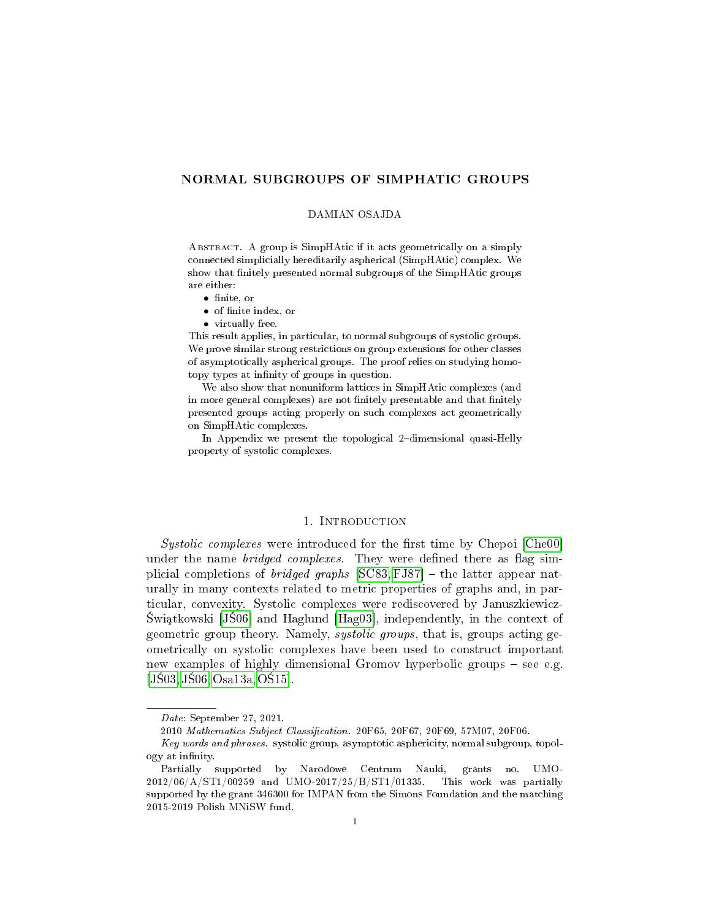# NORMAL SUBGROUPS OF SIMPHATIC GROUPS

DAMIAN OSAJDA

Abstract. A group is SimpHAtic if it acts geometrically on a simply connected simplicially hereditarily aspherical (SimpHAtic) complex. We show that finitely presented normal subgroups of the SimpHAtic groups are either:

- finite, or
- of finite index, or
- virtually free.

This result applies, in particular, to normal subgroups of systolic groups. We prove similar strong restrictions on group extensions for other classes of asymptotically aspherical groups. The proof relies on studying homotopy types at infinity of groups in question.

We also show that nonuniform lattices in SimpHAtic complexes (and in more general complexes) are not finitely presentable and that finitely presented groups acting properly on such complexes act geometrically on SimpHAtic complexes.

In Appendix we present the topological 2–dimensional quasi-Helly property of systolic complexes.

## 1. Introduction

*Systolic complexes* were introduced for the first time by Chepoi [Che00] under the name *bridged complexes*. They were defined there as flag simplicial completions of *bridged graphs* [SC83, FJ87] – the latter appear naturally in many contexts related to metric properties of graphs and, in particular, convexity. Systolic complexes were rediscovered by Januszkiewicz-Świątkowski [JŚ06] and Haglund [Hag03], independently, in the context of geometric group theory. Namely, *systolic groups*, that is, groups acting geometrically on systolic complexes have been used to construct important new examples of highly dimensional Gromov hyperbolic groups – see e.g. [JŚ03, JŚ06, Osa13a, OŚ15].

---

*Date*: September 27, 2021.

2010 *Mathematics Subject Classification*. 20F65, 20F67, 20F69, 57M07, 20F06.

*Key words and phrases*. systolic group, asymptotic asphericity, normal subgroup, topology at infinity.

Partially supported by Narodowe Centrum Nauki, grants no. UMO-2012/06/A/ST1/00259 and UMO-2017/25/B/ST1/01335. This work was partially supported by the grant 346300 for IMPAN from the Simons Foundation and the matching 2015-2019 Polish MNiSW fund.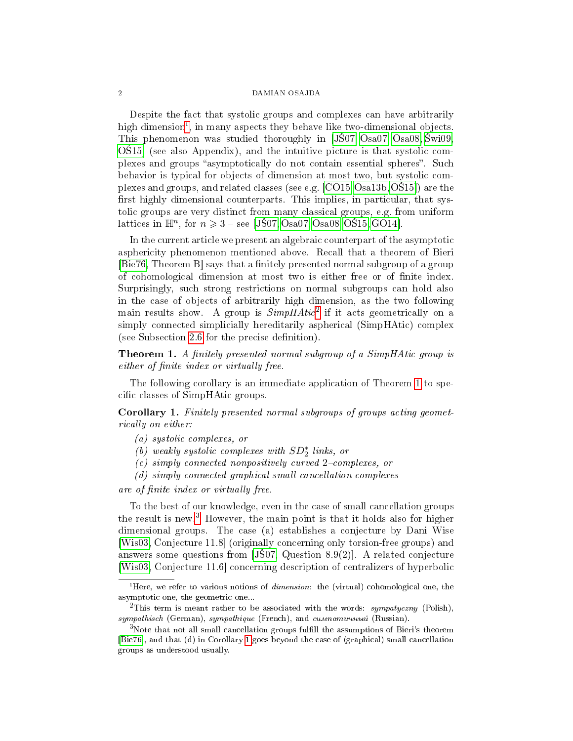Despite the fact that systolic groups and complexes can have arbitrarily high dimension[1], in many aspects they behave like two-dimensional objects. This phenomenon was studied thoroughly in [JŚ07, Osa07, Osa08, Świ09, OŚ15] (see also Appendix), and the intuitive picture is that systolic complexes and groups "asymptotically do not contain essential spheres". Such behavior is typical for objects of dimension at most two, but systolic complexes and groups, and related classes (see e.g. [CO15, Osa13b, OŚ15]) are the first highly dimensional counterparts. This implies, in particular, that systolic groups are very distinct from many classical groups, e.g. from uniform lattices in $\mathbb{H}^n$, for $n \geqslant 3$ – see [JŚ07, Osa07, Osa08, OŚ15, GO14].

In the current article we present an algebraic counterpart of the asymptotic asphericity phenomenon mentioned above. Recall that a theorem of Bieri [Bie76, Theorem B] says that a finitely presented normal subgroup of a group of cohomological dimension at most two is either free or of finite index. Surprisingly, such strong restrictions on normal subgroups can hold also in the case of objects of arbitrarily high dimension, as the two following main results show. A group is *SimpHAtic*[2] if it acts geometrically on a simply connected simplicially hereditarily aspherical (SimpHAtic) complex (see Subsection 2.6 for the precise definition).

**Theorem 1.** *A finitely presented normal subgroup of a SimpHAtic group is either of finite index or virtually free.*

The following corollary is an immediate application of Theorem 1 to specific classes of SimpHAtic groups.

**Corollary 1.** *Finitely presented normal subgroups of groups acting geometrically on either:*

*(a) systolic complexes, or*
*(b) weakly systolic complexes with $SD_2^*$ links, or*
*(c) simply connected nonpositively curved 2–complexes, or*
*(d) simply connected graphical small cancellation complexes*

*are of finite index or virtually free.*

To the best of our knowledge, even in the case of small cancellation groups the result is new.[3] However, the main point is that it holds also for higher dimensional groups. The case (a) establishes a conjecture by Dani Wise [Wis03, Conjecture 11.8] (originally concerning only torsion-free groups) and answers some questions from [JŚ07, Question 8.9(2)]. A related conjecture [Wis03, Conjecture 11.6] concerning description of centralizers of hyperbolic

---

[1] Here, we refer to various notions of *dimension*: the (virtual) cohomological one, the asymptotic one, the geometric one...

[2] This term is meant rather to be associated with the words: *sympatyczny* (Polish), *sympathisch* (German), *sympathique* (French), and *симпатичный* (Russian).

[3] Note that not all small cancellation groups fulfill the assumptions of Bieri's theorem [Bie76], and that (d) in Corollary 1 goes beyond the case of (graphical) small cancellation groups as understood usually.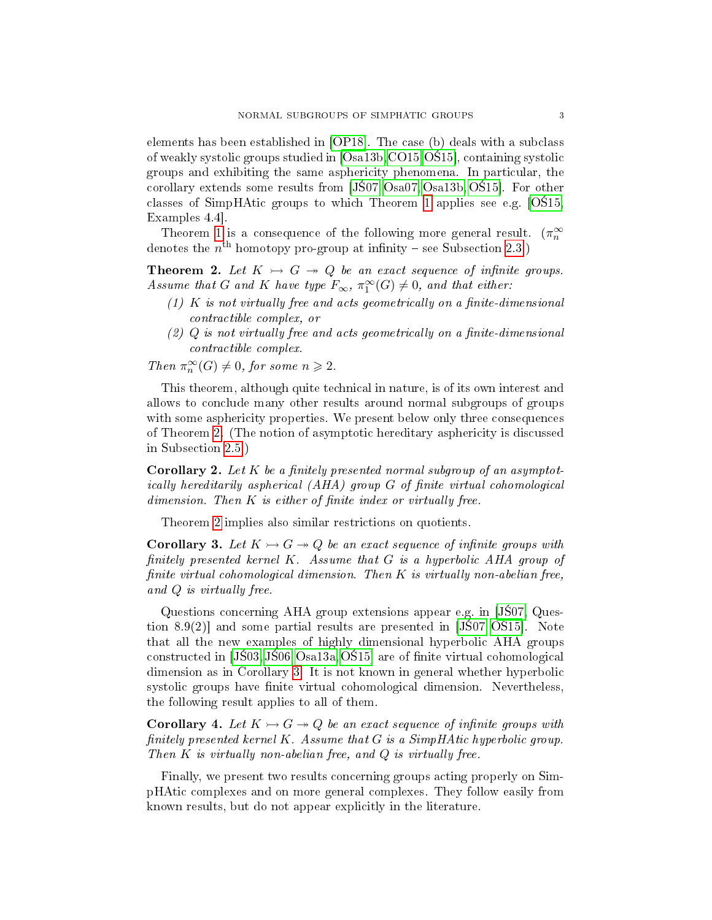elements has been established in [OP18]. The case (b) deals with a subclass of weakly systolic groups studied in [Osa13b, CO15, OŚ15], containing systolic groups and exhibiting the same asphericity phenomena. In particular, the corollary extends some results from [JŚ07, Osa07, Osa13b, OŚ15]. For other classes of SimpHAtic groups to which Theorem 1 applies see e.g. [OŚ15, Examples 4.4].

Theorem 1 is a consequence of the following more general result. ($\pi_n^\infty$ denotes the $n^{\text{th}}$ homotopy pro-group at infinity – see Subsection 2.3.)

**Theorem 2.** *Let $K \rightarrowtail G \twoheadrightarrow Q$ be an exact sequence of infinite groups. Assume that $G$ and $K$ have type $F_\infty$, $\pi_1^\infty(G) \neq 0$, and that either:*

1. *$K$ is not virtually free and acts geometrically on a finite-dimensional contractible complex, or*
2. *$Q$ is not virtually free and acts geometrically on a finite-dimensional contractible complex.*

*Then $\pi_n^\infty(G) \neq 0$, for some $n \geqslant 2$.*

This theorem, although quite technical in nature, is of its own interest and allows to conclude many other results around normal subgroups of groups with some asphericity properties. We present below only three consequences of Theorem 2. (The notion of asymptotic hereditary asphericity is discussed in Subsection 2.5.)

**Corollary 2.** *Let $K$ be a finitely presented normal subgroup of an asymptotically hereditarily aspherical (AHA) group $G$ of finite virtual cohomological dimension. Then $K$ is either of finite index or virtually free.*

Theorem 2 implies also similar restrictions on quotients.

**Corollary 3.** *Let $K \rightarrowtail G \twoheadrightarrow Q$ be an exact sequence of infinite groups with finitely presented kernel $K$. Assume that $G$ is a hyperbolic AHA group of finite virtual cohomological dimension. Then $K$ is virtually non-abelian free, and $Q$ is virtually free.*

Questions concerning AHA group extensions appear e.g. in [JŚ07, Question 8.9(2)] and some partial results are presented in [JŚ07, OŚ15]. Note that all the new examples of highly dimensional hyperbolic AHA groups constructed in [JŚ03, JŚ06, Osa13a, OŚ15] are of finite virtual cohomological dimension as in Corollary 3. It is not known in general whether hyperbolic systolic groups have finite virtual cohomological dimension. Nevertheless, the following result applies to all of them.

**Corollary 4.** *Let $K \rightarrowtail G \twoheadrightarrow Q$ be an exact sequence of infinite groups with finitely presented kernel $K$. Assume that $G$ is a SimpHAtic hyperbolic group. Then $K$ is virtually non-abelian free, and $Q$ is virtually free.*

Finally, we present two results concerning groups acting properly on SimpHAtic complexes and on more general complexes. They follow easily from known results, but do not appear explicitly in the literature.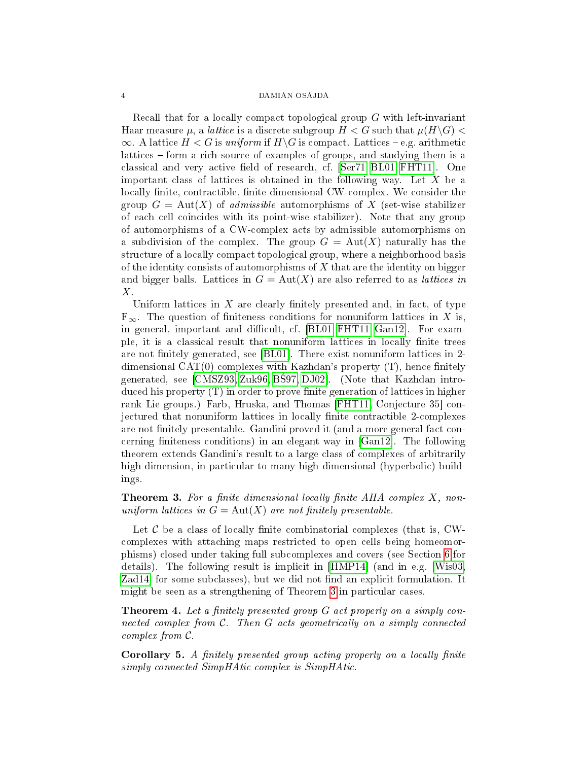Recall that for a locally compact topological group $G$ with left-invariant Haar measure $\mu$, a *lattice* is a discrete subgroup $H < G$ such that $\mu(H \backslash G) < \infty$. A lattice $H < G$ is *uniform* if $H \backslash G$ is compact. Lattices – e.g. arithmetic lattices – form a rich source of examples of groups, and studying them is a classical and very active field of research, cf. [Ser71, BL01, FHT11]. One important class of lattices is obtained in the following way. Let $X$ be a locally finite, contractible, finite dimensional CW-complex. We consider the group $G = \mathrm{Aut}(X)$ of *admissible* automorphisms of $X$ (set-wise stabilizer of each cell coincides with its point-wise stabilizer). Note that any group of automorphisms of a CW-complex acts by admissible automorphisms on a subdivision of the complex. The group $G = \mathrm{Aut}(X)$ naturally has the structure of a locally compact topological group, where a neighborhood basis of the identity consists of automorphisms of $X$ that are the identity on bigger and bigger balls. Lattices in $G = \mathrm{Aut}(X)$ are also referred to as *lattices in* $X$.

Uniform lattices in $X$ are clearly finitely presented and, in fact, of type $\mathrm{F}_\infty$. The question of finiteness conditions for nonuniform lattices in $X$ is, in general, important and difficult, cf. [BL01, FHT11, Gan12]. For example, it is a classical result that nonuniform lattices in locally finite trees are not finitely generated, see [BL01]. There exist nonuniform lattices in 2-dimensional CAT(0) complexes with Kazhdan's property (T), hence finitely generated, see [CMSZ93, Żuk96, BŚ97, DJ02]. (Note that Kazhdan introduced his property (T) in order to prove finite generation of lattices in higher rank Lie groups.) Farb, Hruska, and Thomas [FHT11, Conjecture 35] conjectured that nonuniform lattices in locally finite contractible 2-complexes are not finitely presentable. Gandini proved it (and a more general fact concerning finiteness conditions) in an elegant way in [Gan12]. The following theorem extends Gandini's result to a large class of complexes of arbitrarily high dimension, in particular to many high dimensional (hyperbolic) buildings.

**Theorem 3.** *For a finite dimensional locally finite AHA complex $X$, nonuniform lattices in $G = \mathrm{Aut}(X)$ are not finitely presentable.*

Let $\mathcal{C}$ be a class of locally finite combinatorial complexes (that is, CW-complexes with attaching maps restricted to open cells being homeomorphisms) closed under taking full subcomplexes and covers (see Section 6 for details). The following result is implicit in [HMP14] (and in e.g. [Wis03, Zad14] for some subclasses), but we did not find an explicit formulation. It might be seen as a strengthening of Theorem 3 in particular cases.

**Theorem 4.** *Let a finitely presented group $G$ act properly on a simply connected complex from $\mathcal{C}$. Then $G$ acts geometrically on a simply connected complex from $\mathcal{C}$.*

**Corollary 5.** *A finitely presented group acting properly on a locally finite simply connected SimpHAtic complex is SimpHAtic.*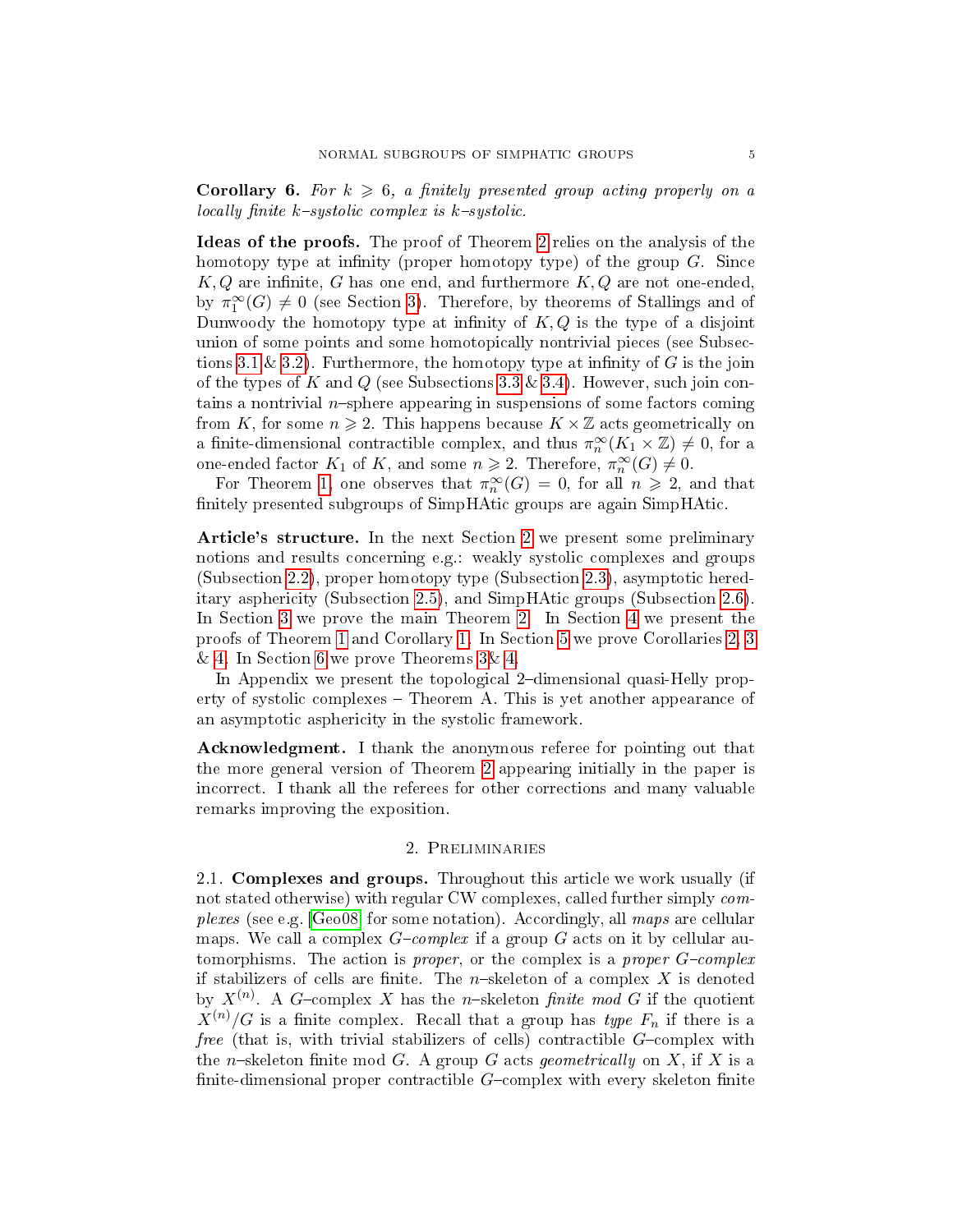**Corollary 6.** *For $k \geqslant 6$, a finitely presented group acting properly on a locally finite $k$–systolic complex is $k$–systolic.*

**Ideas of the proofs.** The proof of Theorem 2 relies on the analysis of the homotopy type at infinity (proper homotopy type) of the group $G$. Since $K, Q$ are infinite, $G$ has one end, and furthermore $K, Q$ are not one-ended, by $\pi_1^\infty(G) \neq 0$ (see Section 3). Therefore, by theorems of Stallings and of Dunwoody the homotopy type at infinity of $K, Q$ is the type of a disjoint union of some points and some homotopically nontrivial pieces (see Subsections 3.1 & 3.2). Furthermore, the homotopy type at infinity of $G$ is the join of the types of $K$ and $Q$ (see Subsections 3.3 & 3.4). However, such join contains a nontrivial $n$–sphere appearing in suspensions of some factors coming from $K$, for some $n \geqslant 2$. This happens because $K \times \mathbb{Z}$ acts geometrically on a finite-dimensional contractible complex, and thus $\pi_n^\infty(K_1 \times \mathbb{Z}) \neq 0$, for a one-ended factor $K_1$ of $K$, and some $n \geqslant 2$. Therefore, $\pi_n^\infty(G) \neq 0$.

For Theorem 1, one observes that $\pi_n^\infty(G) = 0$, for all $n \geqslant 2$, and that finitely presented subgroups of SimpHAtic groups are again SimpHAtic.

**Article's structure.** In the next Section 2 we present some preliminary notions and results concerning e.g.: weakly systolic complexes and groups (Subsection 2.2), proper homotopy type (Subsection 2.3), asymptotic hereditary asphericity (Subsection 2.5), and SimpHAtic groups (Subsection 2.6). In Section 3 we prove the main Theorem 2. In Section 4 we present the proofs of Theorem 1 and Corollary 1. In Section 5 we prove Corollaries 2, 3 & 4. In Section 6 we prove Theorems 3& 4.

In Appendix we present the topological 2–dimensional quasi-Helly property of systolic complexes – Theorem A. This is yet another appearance of an asymptotic asphericity in the systolic framework.

**Acknowledgment.** I thank the anonymous referee for pointing out that the more general version of Theorem 2 appearing initially in the paper is incorrect. I thank all the referees for other corrections and many valuable remarks improving the exposition.

## 2. Preliminaries

2.1. **Complexes and groups.** Throughout this article we work usually (if not stated otherwise) with regular CW complexes, called further simply *complexes* (see e.g. [Geo08] for some notation). Accordingly, all *maps* are cellular maps. We call a complex *$G$–complex* if a group $G$ acts on it by cellular automorphisms. The action is *proper*, or the complex is a *proper $G$–complex* if stabilizers of cells are finite. The $n$–skeleton of a complex $X$ is denoted by $X^{(n)}$. A $G$–complex $X$ has the $n$–skeleton *finite mod $G$* if the quotient $X^{(n)}/G$ is a finite complex. Recall that a group has *type $F_n$* if there is a *free* (that is, with trivial stabilizers of cells) contractible $G$–complex with the $n$–skeleton finite mod $G$. A group $G$ acts *geometrically* on $X$, if $X$ is a finite-dimensional proper contractible $G$–complex with every skeleton finite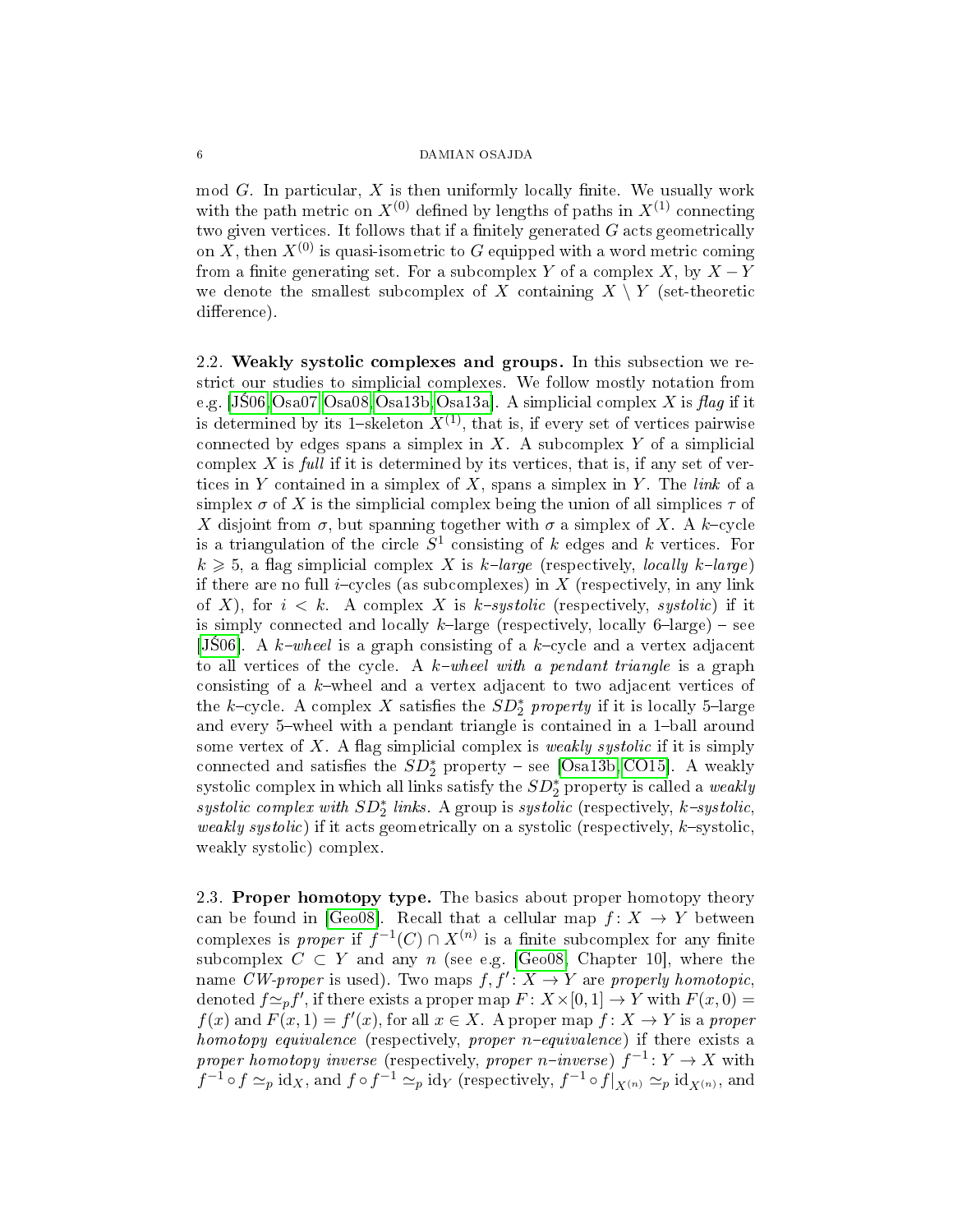mod $G$. In particular, $X$ is then uniformly locally finite. We usually work with the path metric on $X^{(0)}$ defined by lengths of paths in $X^{(1)}$ connecting two given vertices. It follows that if a finitely generated $G$ acts geometrically on $X$, then $X^{(0)}$ is quasi-isometric to $G$ equipped with a word metric coming from a finite generating set. For a subcomplex $Y$ of a complex $X$, by $X - Y$ we denote the smallest subcomplex of $X$ containing $X \setminus Y$ (set-theoretic difference).

2.2. **Weakly systolic complexes and groups.** In this subsection we restrict our studies to simplicial complexes. We follow mostly notation from e.g. [JŚ06, Osa07, Osa08, Osa13b, Osa13a]. A simplicial complex $X$ is *flag* if it is determined by its 1–skeleton $X^{(1)}$, that is, if every set of vertices pairwise connected by edges spans a simplex in $X$. A subcomplex $Y$ of a simplicial complex $X$ is *full* if it is determined by its vertices, that is, if any set of vertices in $Y$ contained in a simplex of $X$, spans a simplex in $Y$. The *link* of a simplex $\sigma$ of $X$ is the simplicial complex being the union of all simplices $\tau$ of $X$ disjoint from $\sigma$, but spanning together with $\sigma$ a simplex of $X$. A $k$–cycle is a triangulation of the circle $S^1$ consisting of $k$ edges and $k$ vertices. For $k \geqslant 5$, a flag simplicial complex $X$ is *$k$–large* (respectively, *locally $k$–large*) if there are no full $i$–cycles (as subcomplexes) in $X$ (respectively, in any link of $X$), for $i < k$. A complex $X$ is *$k$–systolic* (respectively, *systolic*) if it is simply connected and locally $k$–large (respectively, locally 6–large) – see [JŚ06]. A *$k$–wheel* is a graph consisting of a $k$–cycle and a vertex adjacent to all vertices of the cycle. A *$k$–wheel with a pendant triangle* is a graph consisting of a $k$–wheel and a vertex adjacent to two adjacent vertices of the $k$–cycle. A complex $X$ satisfies the *$SD_2^*$ property* if it is locally 5–large and every 5–wheel with a pendant triangle is contained in a 1–ball around some vertex of $X$. A flag simplicial complex is *weakly systolic* if it is simply connected and satisfies the $SD_2^*$ property – see [Osa13b, CO15]. A weakly systolic complex in which all links satisfy the $SD_2^*$ property is called a *weakly systolic complex with $SD_2^*$ links*. A group is *systolic* (respectively, *$k$–systolic*, *weakly systolic*) if it acts geometrically on a systolic (respectively, $k$–systolic, weakly systolic) complex.

2.3. **Proper homotopy type.** The basics about proper homotopy theory can be found in [Geo08]. Recall that a cellular map $f\colon X \to Y$ between complexes is *proper* if $f^{-1}(C) \cap X^{(n)}$ is a finite subcomplex for any finite subcomplex $C \subset Y$ and any $n$ (see e.g. [Geo08, Chapter 10], where the name *CW-proper* is used). Two maps $f, f'\colon X \to Y$ are *properly homotopic*, denoted $f \simeq_p f'$, if there exists a proper map $F\colon X \times [0,1] \to Y$ with $F(x, 0) = f(x)$ and $F(x, 1) = f'(x)$, for all $x \in X$. A proper map $f\colon X \to Y$ is a *proper homotopy equivalence* (respectively, *proper $n$–equivalence*) if there exists a *proper homotopy inverse* (respectively, *proper $n$–inverse*) $f^{-1}\colon Y \to X$ with $f^{-1} \circ f \simeq_p \mathrm{id}_X$, and $f \circ f^{-1} \simeq_p \mathrm{id}_Y$ (respectively, $f^{-1} \circ f|_{X^{(n)}} \simeq_p \mathrm{id}_{X^{(n)}}$, and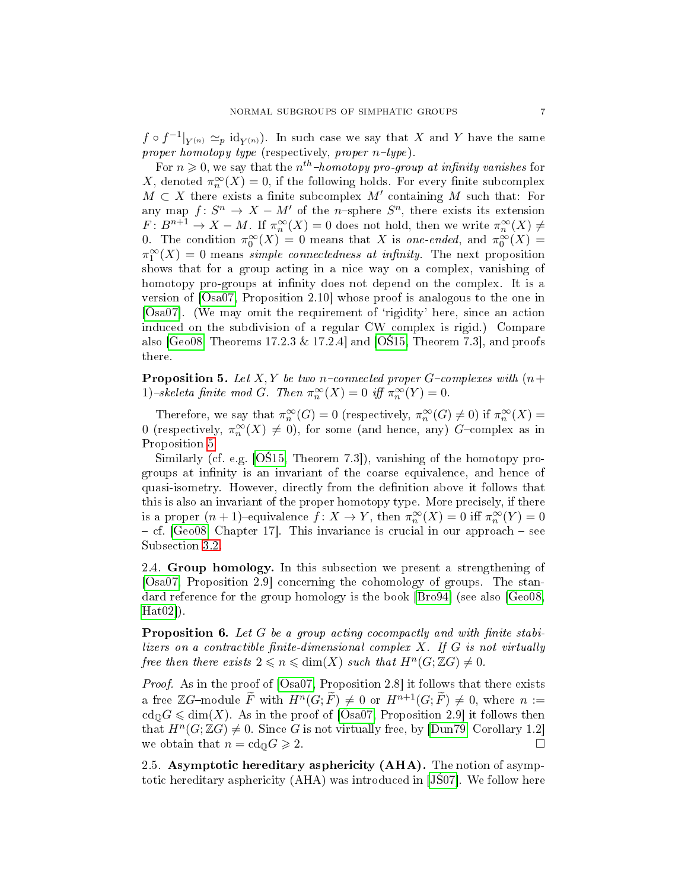$f \circ f^{-1}|_{Y^{(n)}} \simeq_p \mathrm{id}_{Y^{(n)}}$). In such case we say that $X$ and $Y$ have the same *proper homotopy type* (respectively, *proper $n$–type*).

For $n \geqslant 0$, we say that the *$n^{th}$–homotopy pro-group at infinity vanishes* for $X$, denoted $\pi_n^\infty(X) = 0$, if the following holds. For every finite subcomplex $M \subset X$ there exists a finite subcomplex $M'$ containing $M$ such that: For any map $f\colon S^n \to X - M'$ of the $n$–sphere $S^n$, there exists its extension $F\colon B^{n+1} \to X - M$. If $\pi_n^\infty(X) = 0$ does not hold, then we write $\pi_n^\infty(X) \neq 0$. The condition $\pi_0^\infty(X) = 0$ means that $X$ is *one-ended*, and $\pi_0^\infty(X) = \pi_1^\infty(X) = 0$ means *simple connectedness at infinity*. The next proposition shows that for a group acting in a nice way on a complex, vanishing of homotopy pro-groups at infinity does not depend on the complex. It is a version of [Osa07, Proposition 2.10] whose proof is analogous to the one in [Osa07]. (We may omit the requirement of 'rigidity' here, since an action induced on the subdivision of a regular CW complex is rigid.) Compare also [Geo08, Theorems 17.2.3 & 17.2.4] and [OŚ15, Theorem 7.3], and proofs there.

**Proposition 5.** *Let $X, Y$ be two $n$–connected proper $G$–complexes with $(n+1)$–skeleta finite mod $G$. Then $\pi_n^\infty(X) = 0$ iff $\pi_n^\infty(Y) = 0$.*

Therefore, we say that $\pi_n^\infty(G) = 0$ (respectively, $\pi_n^\infty(G) \neq 0$) if $\pi_n^\infty(X) = 0$ (respectively, $\pi_n^\infty(X) \neq 0$), for some (and hence, any) $G$–complex as in Proposition 5.

Similarly (cf. e.g. [OŚ15, Theorem 7.3]), vanishing of the homotopy pro-groups at infinity is an invariant of the coarse equivalence, and hence of quasi-isometry. However, directly from the definition above it follows that this is also an invariant of the proper homotopy type. More precisely, if there is a proper $(n+1)$–equivalence $f\colon X \to Y$, then $\pi_n^\infty(X) = 0$ iff $\pi_n^\infty(Y) = 0$ – cf. [Geo08, Chapter 17]. This invariance is crucial in our approach – see Subsection 3.2.

2.4. **Group homology.** In this subsection we present a strengthening of [Osa07, Proposition 2.9] concerning the cohomology of groups. The standard reference for the group homology is the book [Bro94] (see also [Geo08, Hat02]).

**Proposition 6.** *Let $G$ be a group acting cocompactly and with finite stabilizers on a contractible finite-dimensional complex $X$. If $G$ is not virtually free then there exists $2 \leqslant n \leqslant \dim(X)$ such that $H^n(G; \mathbb{Z}G) \neq 0$.*

*Proof.* As in the proof of [Osa07, Proposition 2.8] it follows that there exists a free $\mathbb{Z}G$–module $\widetilde{F}$ with $H^n(G; \widetilde{F}) \neq 0$ or $H^{n+1}(G; \widetilde{F}) \neq 0$, where $n := \mathrm{cd}_{\mathbb{Q}} G \leqslant \dim(X)$. As in the proof of [Osa07, Proposition 2.9] it follows then that $H^n(G; \mathbb{Z}G) \neq 0$. Since $G$ is not virtually free, by [Dun79, Corollary 1.2] we obtain that $n = \mathrm{cd}_{\mathbb{Q}} G \geqslant 2$. □

2.5. **Asymptotic hereditary asphericity (AHA).** The notion of asymptotic hereditary asphericity (AHA) was introduced in [JŚ07]. We follow here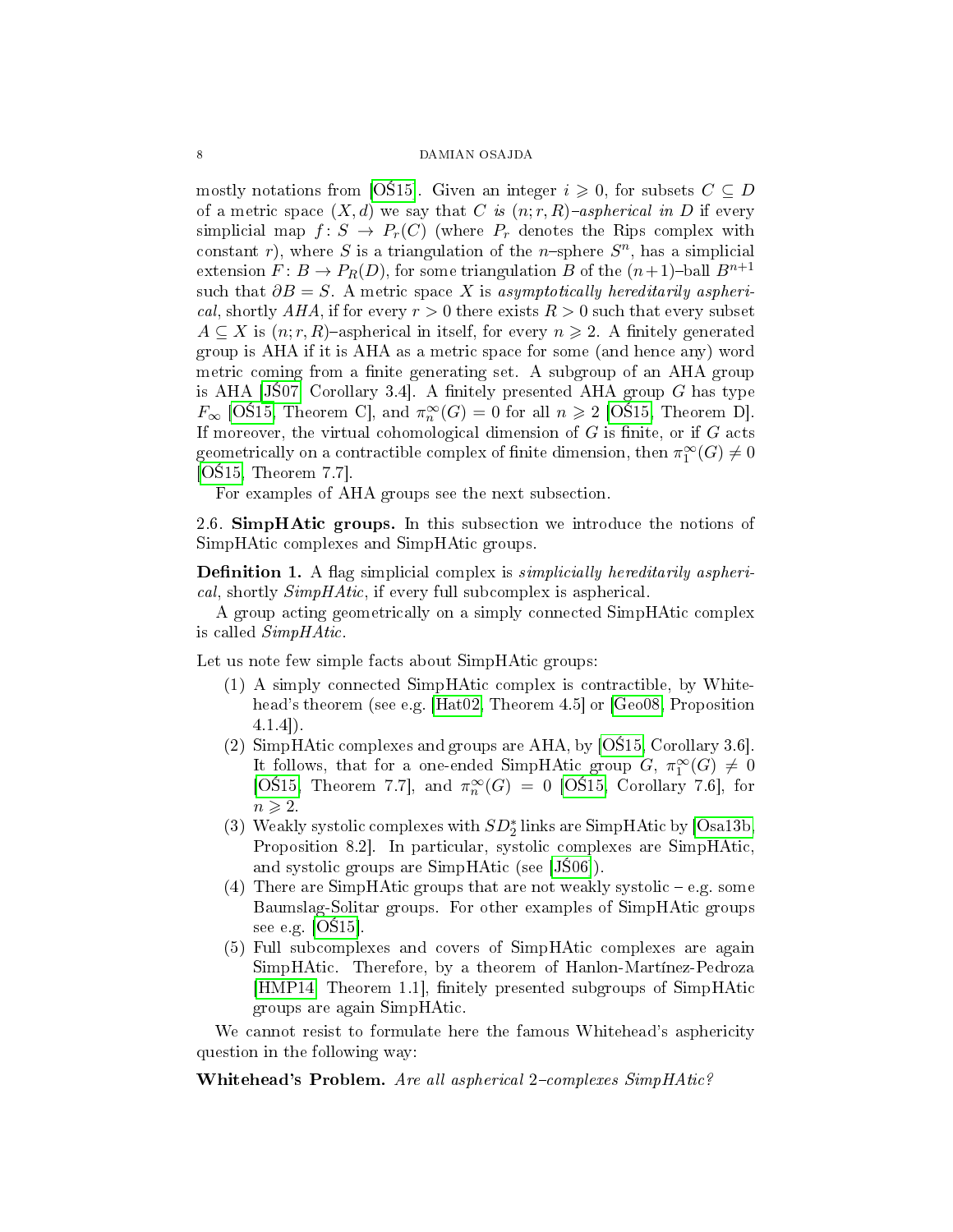mostly notations from [OŚ15]. Given an integer $i \geqslant 0$, for subsets $C \subseteq D$ of a metric space $(X, d)$ we say that $C$ *is* $(n; r, R)$*–aspherical in* $D$ if every simplicial map $f\colon S \to P_r(C)$ (where $P_r$ denotes the Rips complex with constant $r$), where $S$ is a triangulation of the $n$–sphere $S^n$, has a simplicial extension $F\colon B \to P_R(D)$, for some triangulation $B$ of the $(n+1)$–ball $B^{n+1}$ such that $\partial B = S$. A metric space $X$ is *asymptotically hereditarily aspherical*, shortly *AHA*, if for every $r > 0$ there exists $R > 0$ such that every subset $A \subseteq X$ is $(n; r, R)$–aspherical in itself, for every $n \geqslant 2$. A finitely generated group is AHA if it is AHA as a metric space for some (and hence any) word metric coming from a finite generating set. A subgroup of an AHA group is AHA [JŚ07, Corollary 3.4]. A finitely presented AHA group $G$ has type $F_\infty$ [OŚ15, Theorem C], and $\pi_n^\infty(G) = 0$ for all $n \geqslant 2$ [OŚ15, Theorem D]. If moreover, the virtual cohomological dimension of $G$ is finite, or if $G$ acts geometrically on a contractible complex of finite dimension, then $\pi_1^\infty(G) \neq 0$ [OŚ15, Theorem 7.7].

For examples of AHA groups see the next subsection.

## 2.6. SimpHAtic groups.

In this subsection we introduce the notions of SimpHAtic complexes and SimpHAtic groups.

**Definition 1.** A flag simplicial complex is *simplicially hereditarily aspherical*, shortly *SimpHAtic*, if every full subcomplex is aspherical.

A group acting geometrically on a simply connected SimpHAtic complex is called *SimpHAtic*.

Let us note few simple facts about SimpHAtic groups:

1. A simply connected SimpHAtic complex is contractible, by Whitehead's theorem (see e.g. [Hat02, Theorem 4.5] or [Geo08, Proposition 4.1.4]).
2. SimpHAtic complexes and groups are AHA, by [OŚ15, Corollary 3.6]. It follows, that for a one-ended SimpHAtic group $G$, $\pi_1^\infty(G) \neq 0$ [OŚ15, Theorem 7.7], and $\pi_n^\infty(G) = 0$ [OŚ15, Corollary 7.6], for $n \geqslant 2$.
3. Weakly systolic complexes with $SD_2^*$ links are SimpHAtic by [Osa13b, Proposition 8.2]. In particular, systolic complexes are SimpHAtic, and systolic groups are SimpHAtic (see [JŚ06]).
4. There are SimpHAtic groups that are not weakly systolic – e.g. some Baumslag-Solitar groups. For other examples of SimpHAtic groups see e.g. [OŚ15].
5. Full subcomplexes and covers of SimpHAtic complexes are again SimpHAtic. Therefore, by a theorem of Hanlon-Martínez-Pedroza [HMP14, Theorem 1.1], finitely presented subgroups of SimpHAtic groups are again SimpHAtic.

We cannot resist to formulate here the famous Whitehead's asphericity question in the following way:

**Whitehead's Problem.** *Are all aspherical 2–complexes SimpHAtic?*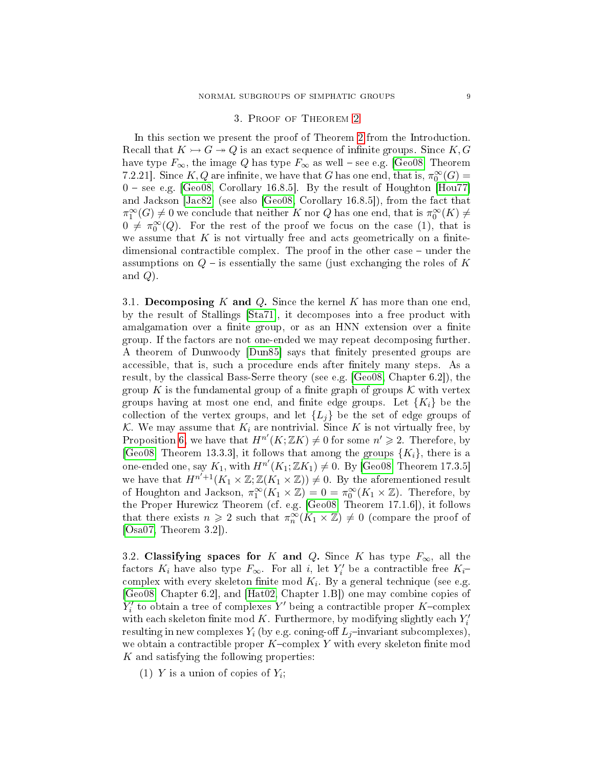## 3. Proof of Theorem 2

In this section we present the proof of Theorem 2 from the Introduction. Recall that $K \rightarrowtail G \twoheadrightarrow Q$ is an exact sequence of infinite groups. Since $K, G$ have type $F_\infty$, the image $Q$ has type $F_\infty$ as well – see e.g. [Geo08, Theorem 7.2.21]. Since $K, Q$ are infinite, we have that $G$ has one end, that is, $\pi_0^\infty(G) = 0$ – see e.g. [Geo08, Corollary 16.8.5]. By the result of Houghton [Hou77] and Jackson [Jac82] (see also [Geo08, Corollary 16.8.5]), from the fact that $\pi_1^\infty(G) \neq 0$ we conclude that neither $K$ nor $Q$ has one end, that is $\pi_0^\infty(K) \neq 0 \neq \pi_0^\infty(Q)$. For the rest of the proof we focus on the case (1), that is we assume that $K$ is not virtually free and acts geometrically on a finite-dimensional contractible complex. The proof in the other case – under the assumptions on $Q$ – is essentially the same (just exchanging the roles of $K$ and $Q$).

**3.1. Decomposing $K$ and $Q$.** Since the kernel $K$ has more than one end, by the result of Stallings [Sta71], it decomposes into a free product with amalgamation over a finite group, or as an HNN extension over a finite group. If the factors are not one-ended we may repeat decomposing further. A theorem of Dunwoody [Dun85] says that finitely presented groups are accessible, that is, such a procedure ends after finitely many steps. As a result, by the classical Bass-Serre theory (see e.g. [Geo08, Chapter 6.2]), the group $K$ is the fundamental group of a finite graph of groups $\mathcal{K}$ with vertex groups having at most one end, and finite edge groups. Let $\{K_i\}$ be the collection of the vertex groups, and let $\{L_j\}$ be the set of edge groups of $\mathcal{K}$. We may assume that $K_i$ are nontrivial. Since $K$ is not virtually free, by Proposition 6, we have that $H^{n'}(K; \mathbb{Z}K) \neq 0$ for some $n' \geqslant 2$. Therefore, by [Geo08, Theorem 13.3.3], it follows that among the groups $\{K_i\}$, there is a one-ended one, say $K_1$, with $H^{n'}(K_1; \mathbb{Z}K_1) \neq 0$. By [Geo08, Theorem 17.3.5] we have that $H^{n'+1}(K_1 \times \mathbb{Z}; \mathbb{Z}(K_1 \times \mathbb{Z})) \neq 0$. By the aforementioned result of Houghton and Jackson, $\pi_1^\infty(K_1 \times \mathbb{Z}) = 0 = \pi_0^\infty(K_1 \times \mathbb{Z})$. Therefore, by the Proper Hurewicz Theorem (cf. e.g. [Geo08, Theorem 17.1.6]), it follows that there exists $n \geqslant 2$ such that $\pi_n^\infty(K_1 \times \mathbb{Z}) \neq 0$ (compare the proof of [Osa07, Theorem 3.2]).

**3.2. Classifying spaces for $K$ and $Q$.** Since $K$ has type $F_\infty$, all the factors $K_i$ have also type $F_\infty$. For all $i$, let $Y_i'$ be a contractible free $K_i$–complex with every skeleton finite mod $K_i$. By a general technique (see e.g. [Geo08, Chapter 6.2], and [Hat02, Chapter 1.B]) one may combine copies of $Y_i'$ to obtain a tree of complexes $Y'$ being a contractible proper $K$–complex with each skeleton finite mod $K$. Furthermore, by modifying slightly each $Y_i'$ resulting in new complexes $Y_i$ (by e.g. coning-off $L_j$–invariant subcomplexes), we obtain a contractible proper $K$–complex $Y$ with every skeleton finite mod $K$ and satisfying the following properties:

(1) $Y$ is a union of copies of $Y_i$;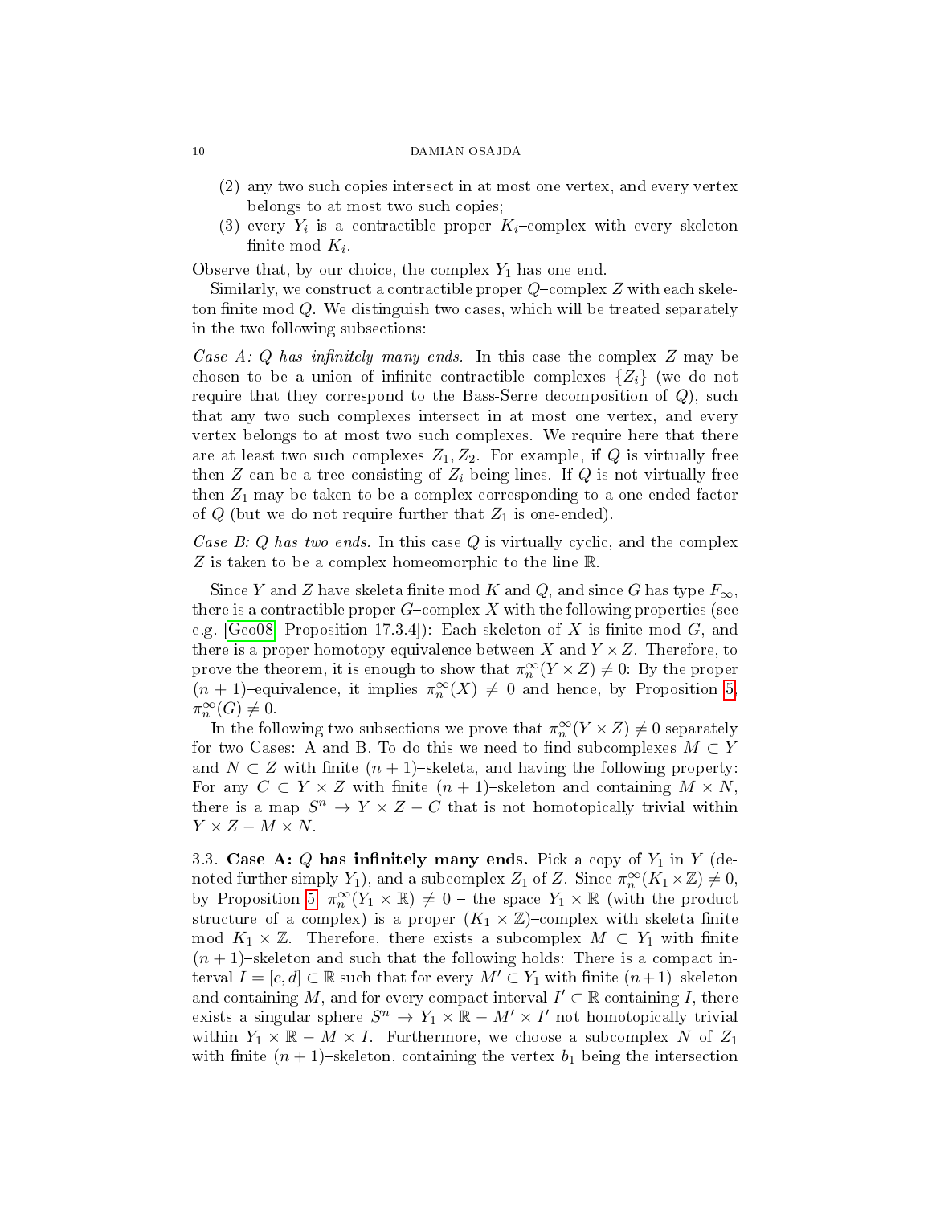(2) any two such copies intersect in at most one vertex, and every vertex belongs to at most two such copies;

(3) every $Y_i$ is a contractible proper $K_i$–complex with every skeleton finite mod $K_i$.

Observe that, by our choice, the complex $Y_1$ has one end.

Similarly, we construct a contractible proper $Q$–complex $Z$ with each skeleton finite mod $Q$. We distinguish two cases, which will be treated separately in the two following subsections:

*Case A: $Q$ has infinitely many ends.* In this case the complex $Z$ may be chosen to be a union of infinite contractible complexes $\{Z_i\}$ (we do not require that they correspond to the Bass-Serre decomposition of $Q$), such that any two such complexes intersect in at most one vertex, and every vertex belongs to at most two such complexes. We require here that there are at least two such complexes $Z_1, Z_2$. For example, if $Q$ is virtually free then $Z$ can be a tree consisting of $Z_i$ being lines. If $Q$ is not virtually free then $Z_1$ may be taken to be a complex corresponding to a one-ended factor of $Q$ (but we do not require further that $Z_1$ is one-ended).

*Case B: $Q$ has two ends.* In this case $Q$ is virtually cyclic, and the complex $Z$ is taken to be a complex homeomorphic to the line $\mathbb{R}$.

Since $Y$ and $Z$ have skeleta finite mod $K$ and $Q$, and since $G$ has type $F_\infty$, there is a contractible proper $G$–complex $X$ with the following properties (see e.g. [Geo08, Proposition 17.3.4]): Each skeleton of $X$ is finite mod $G$, and there is a proper homotopy equivalence between $X$ and $Y \times Z$. Therefore, to prove the theorem, it is enough to show that $\pi_n^\infty(Y \times Z) \neq 0$: By the proper $(n+1)$–equivalence, it implies $\pi_n^\infty(X) \neq 0$ and hence, by Proposition 5, $\pi_n^\infty(G) \neq 0$.

In the following two subsections we prove that $\pi_n^\infty(Y \times Z) \neq 0$ separately for two Cases: A and B. To do this we need to find subcomplexes $M \subset Y$ and $N \subset Z$ with finite $(n+1)$–skeleta, and having the following property: For any $C \subset Y \times Z$ with finite $(n+1)$–skeleton and containing $M \times N$, there is a map $S^n \to Y \times Z - C$ that is not homotopically trivial within $Y \times Z - M \times N$.

### 3.3. Case A: $Q$ has infinitely many ends.

Pick a copy of $Y_1$ in $Y$ (denoted further simply $Y_1$), and a subcomplex $Z_1$ of $Z$. Since $\pi_n^\infty(K_1 \times \mathbb{Z}) \neq 0$, by Proposition 5, $\pi_n^\infty(Y_1 \times \mathbb{R}) \neq 0$ – the space $Y_1 \times \mathbb{R}$ (with the product structure of a complex) is a proper $(K_1 \times \mathbb{Z})$–complex with skeleta finite mod $K_1 \times \mathbb{Z}$. Therefore, there exists a subcomplex $M \subset Y_1$ with finite $(n+1)$–skeleton and such that the following holds: There is a compact interval $I = [c, d] \subset \mathbb{R}$ such that for every $M' \subset Y_1$ with finite $(n+1)$–skeleton and containing $M$, and for every compact interval $I' \subset \mathbb{R}$ containing $I$, there exists a singular sphere $S^n \to Y_1 \times \mathbb{R} - M' \times I'$ not homotopically trivial within $Y_1 \times \mathbb{R} - M \times I$. Furthermore, we choose a subcomplex $N$ of $Z_1$ with finite $(n+1)$–skeleton, containing the vertex $b_1$ being the intersection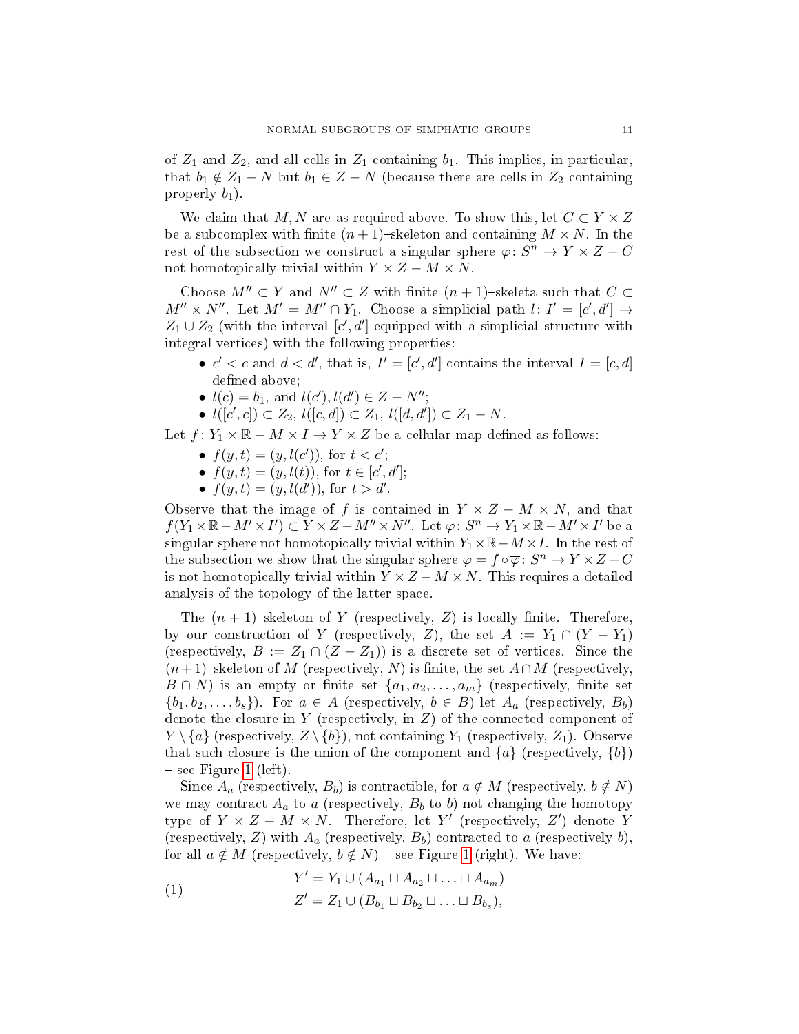of $Z_1$ and $Z_2$, and all cells in $Z_1$ containing $b_1$. This implies, in particular, that $b_1 \notin Z_1 - N$ but $b_1 \in Z - N$ (because there are cells in $Z_2$ containing properly $b_1$).

We claim that $M, N$ are as required above. To show this, let $C \subset Y \times Z$ be a subcomplex with finite $(n+1)$–skeleton and containing $M \times N$. In the rest of the subsection we construct a singular sphere $\varphi\colon S^n \to Y \times Z - C$ not homotopically trivial within $Y \times Z - M \times N$.

Choose $M'' \subset Y$ and $N'' \subset Z$ with finite $(n+1)$–skeleta such that $C \subset M'' \times N''$. Let $M' = M'' \cap Y_1$. Choose a simplicial path $l\colon I' = [c', d'] \to Z_1 \cup Z_2$ (with the interval $[c', d']$ equipped with a simplicial structure with integral vertices) with the following properties:

- $c' < c$ and $d < d'$, that is, $I' = [c', d']$ contains the interval $I = [c, d]$ defined above;
- $l(c) = b_1$, and $l(c'), l(d') \in Z - N''$;
- $l([c', c]) \subset Z_2$, $l([c, d]) \subset Z_1$, $l([d, d']) \subset Z_1 - N$.

Let $f\colon Y_1 \times \mathbb{R} - M \times I \to Y \times Z$ be a cellular map defined as follows:

- $f(y, t) = (y, l(c'))$, for $t < c'$;
- $f(y, t) = (y, l(t))$, for $t \in [c', d']$;
- $f(y, t) = (y, l(d'))$, for $t > d'$.

Observe that the image of $f$ is contained in $Y \times Z - M \times N$, and that $f(Y_1 \times \mathbb{R} - M' \times I') \subset Y \times Z - M'' \times N''$. Let $\overline{\varphi}\colon S^n \to Y_1 \times \mathbb{R} - M' \times I'$ be a singular sphere not homotopically trivial within $Y_1 \times \mathbb{R} - M \times I$. In the rest of the subsection we show that the singular sphere $\varphi = f \circ \overline{\varphi}\colon S^n \to Y \times Z - C$ is not homotopically trivial within $Y \times Z - M \times N$. This requires a detailed analysis of the topology of the latter space.

The $(n+1)$–skeleton of $Y$ (respectively, $Z$) is locally finite. Therefore, by our construction of $Y$ (respectively, $Z$), the set $A := Y_1 \cap (Y - Y_1)$ (respectively, $B := Z_1 \cap (Z - Z_1)$) is a discrete set of vertices. Since the $(n+1)$–skeleton of $M$ (respectively, $N$) is finite, the set $A \cap M$ (respectively, $B \cap N$) is an empty or finite set $\{a_1, a_2, \ldots, a_m\}$ (respectively, finite set $\{b_1, b_2, \ldots, b_s\}$). For $a \in A$ (respectively, $b \in B$) let $A_a$ (respectively, $B_b$) denote the closure in $Y$ (respectively, in $Z$) of the connected component of $Y \setminus \{a\}$ (respectively, $Z \setminus \{b\}$), not containing $Y_1$ (respectively, $Z_1$). Observe that such closure is the union of the component and $\{a\}$ (respectively, $\{b\}$) – see Figure 1 (left).

Since $A_a$ (respectively, $B_b$) is contractible, for $a \notin M$ (respectively, $b \notin N$) we may contract $A_a$ to $a$ (respectively, $B_b$ to $b$) not changing the homotopy type of $Y \times Z - M \times N$. Therefore, let $Y'$ (respectively, $Z'$) denote $Y$ (respectively, $Z$) with $A_a$ (respectively, $B_b$) contracted to $a$ (respectively $b$), for all $a \notin M$ (respectively, $b \notin N$) – see Figure 1 (right). We have:

$$
\begin{aligned}
Y' &= Y_1 \cup (A_{a_1} \sqcup A_{a_2} \sqcup \ldots \sqcup A_{a_m}) \\
Z' &= Z_1 \cup (B_{b_1} \sqcup B_{b_2} \sqcup \ldots \sqcup B_{b_s}),
\end{aligned}
\tag{1}
$$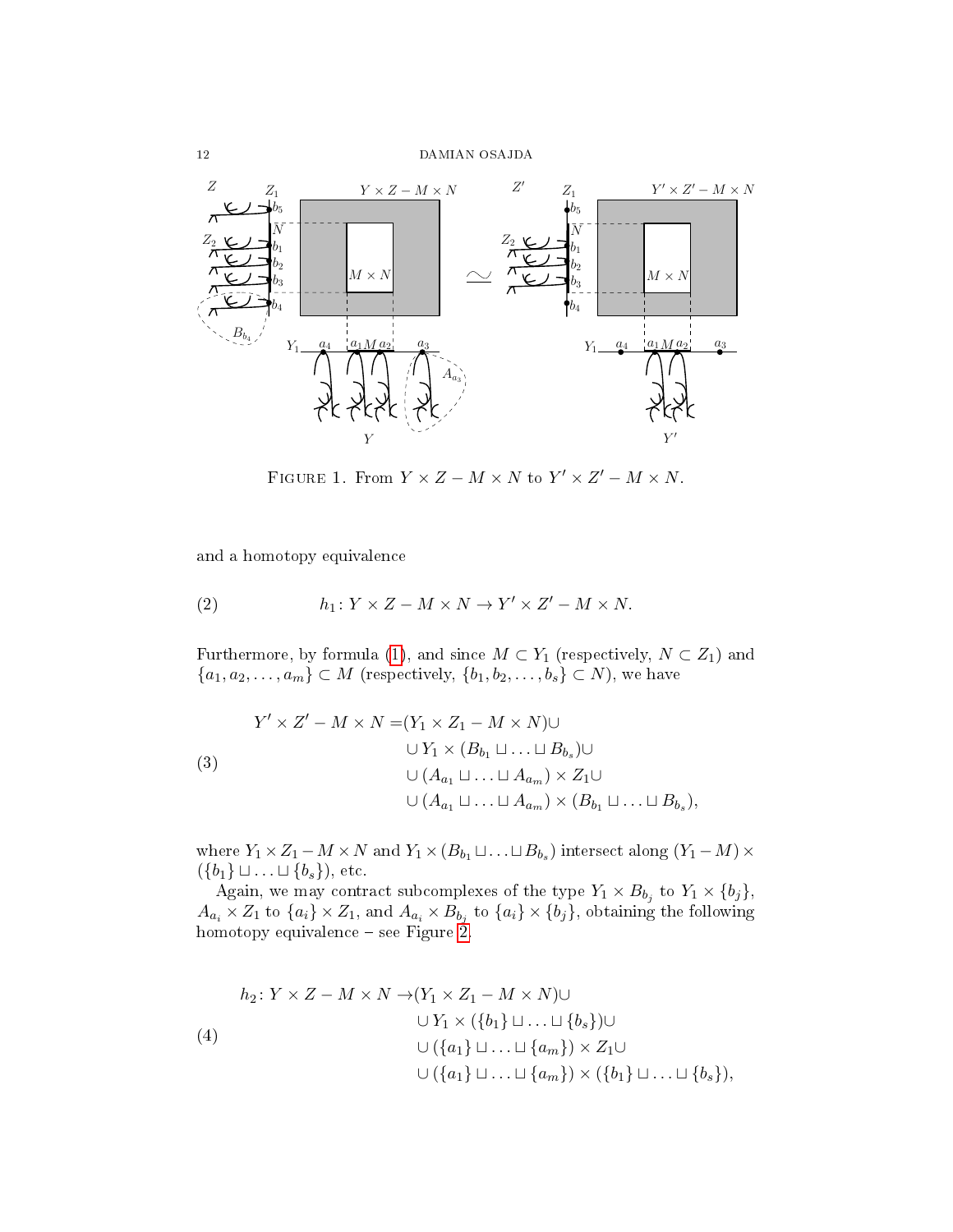FIGURE 1. From $Y \times Z - M \times N$ to $Y' \times Z' - M \times N$.

and a homotopy equivalence

$$h_1 \colon Y \times Z - M \times N \to Y' \times Z' - M \times N. \tag{2}$$

Furthermore, by formula (1), and since $M \subset Y_1$ (respectively, $N \subset Z_1$) and $\{a_1, a_2, \ldots, a_m\} \subset M$ (respectively, $\{b_1, b_2, \ldots, b_s\} \subset N$), we have

$$\begin{aligned} Y' \times Z' - M \times N = & (Y_1 \times Z_1 - M \times N) \cup \\ & \cup Y_1 \times (B_{b_1} \sqcup \ldots \sqcup B_{b_s}) \cup \\ & \cup (A_{a_1} \sqcup \ldots \sqcup A_{a_m}) \times Z_1 \cup \\ & \cup (A_{a_1} \sqcup \ldots \sqcup A_{a_m}) \times (B_{b_1} \sqcup \ldots \sqcup B_{b_s}), \end{aligned} \tag{3}$$

where $Y_1 \times Z_1 - M \times N$ and $Y_1 \times (B_{b_1} \sqcup \ldots \sqcup B_{b_s})$ intersect along $(Y_1 - M) \times (\{b_1\} \sqcup \ldots \sqcup \{b_s\})$, etc.

Again, we may contract subcomplexes of the type $Y_1 \times B_{b_j}$ to $Y_1 \times \{b_j\}$, $A_{a_i} \times Z_1$ to $\{a_i\} \times Z_1$, and $A_{a_i} \times B_{b_j}$ to $\{a_i\} \times \{b_j\}$, obtaining the following homotopy equivalence – see Figure 2.

$$\begin{aligned} h_2 \colon Y \times Z - M \times N \to & (Y_1 \times Z_1 - M \times N) \cup \\ & \cup Y_1 \times (\{b_1\} \sqcup \ldots \sqcup \{b_s\}) \cup \\ & \cup (\{a_1\} \sqcup \ldots \sqcup \{a_m\}) \times Z_1 \cup \\ & \cup (\{a_1\} \sqcup \ldots \sqcup \{a_m\}) \times (\{b_1\} \sqcup \ldots \sqcup \{b_s\}), \end{aligned} \tag{4}$$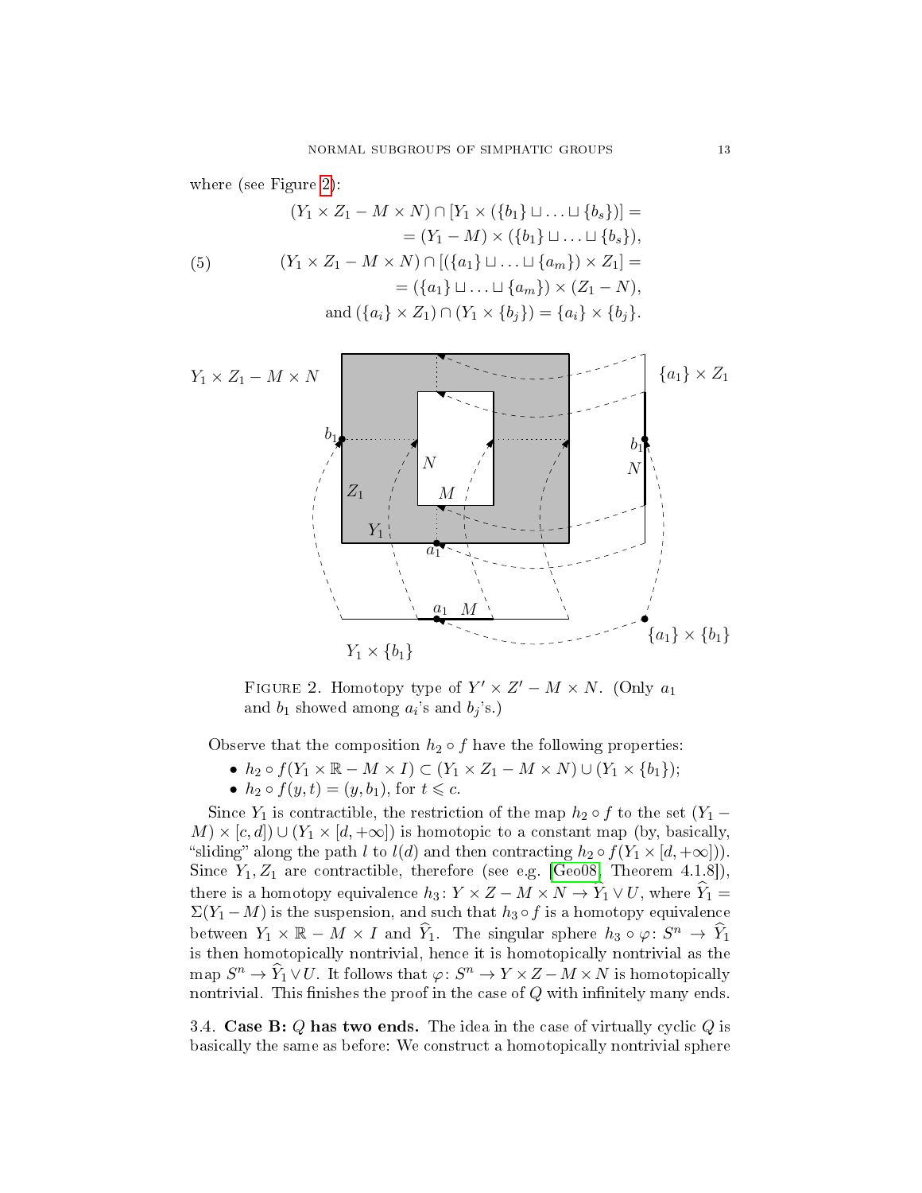where (see Figure 2):

$$
\begin{aligned}
&(Y_1 \times Z_1 - M \times N) \cap [Y_1 \times (\{b_1\} \sqcup \ldots \sqcup \{b_s\})] = \\
&\qquad = (Y_1 - M) \times (\{b_1\} \sqcup \ldots \sqcup \{b_s\}), \\
&(Y_1 \times Z_1 - M \times N) \cap [(\{a_1\} \sqcup \ldots \sqcup \{a_m\}) \times Z_1] = \\
&\qquad = (\{a_1\} \sqcup \ldots \sqcup \{a_m\}) \times (Z_1 - N), \\
&\text{and } (\{a_i\} \times Z_1) \cap (Y_1 \times \{b_j\}) = \{a_i\} \times \{b_j\}.
\end{aligned} \tag{5}
$$

FIGURE 2. Homotopy type of $Y' \times Z' - M \times N$. (Only $a_1$ and $b_1$ showed among $a_i$'s and $b_j$'s.)

Observe that the composition $h_2 \circ f$ have the following properties:

- $h_2 \circ f(Y_1 \times \mathbb{R} - M \times I) \subset (Y_1 \times Z_1 - M \times N) \cup (Y_1 \times \{b_1\})$;
- $h_2 \circ f(y,t) = (y, b_1)$, for $t \leqslant c$.

Since $Y_1$ is contractible, the restriction of the map $h_2 \circ f$ to the set $(Y_1 - M) \times [c,d]) \cup (Y_1 \times [d, +\infty])$ is homotopic to a constant map (by, basically, "sliding" along the path $l$ to $l(d)$ and then contracting $h_2 \circ f(Y_1 \times [d, +\infty])$). Since $Y_1, Z_1$ are contractible, therefore (see e.g. [Geo08, Theorem 4.1.8]), there is a homotopy equivalence $h_3 \colon Y \times Z - M \times N \to \widehat{Y}_1 \vee U$, where $\widehat{Y}_1 = \Sigma(Y_1 - M)$ is the suspension, and such that $h_3 \circ f$ is a homotopy equivalence between $Y_1 \times \mathbb{R} - M \times I$ and $\widehat{Y}_1$. The singular sphere $h_3 \circ \varphi \colon S^n \to \widehat{Y}_1$ is then homotopically nontrivial, hence it is homotopically nontrivial as the map $S^n \to \widehat{Y}_1 \vee U$. It follows that $\varphi \colon S^n \to Y \times Z - M \times N$ is homotopically nontrivial. This finishes the proof in the case of $Q$ with infinitely many ends.

### 3.4. Case B: $Q$ has two ends.

The idea in the case of virtually cyclic $Q$ is basically the same as before: We construct a homotopically nontrivial sphere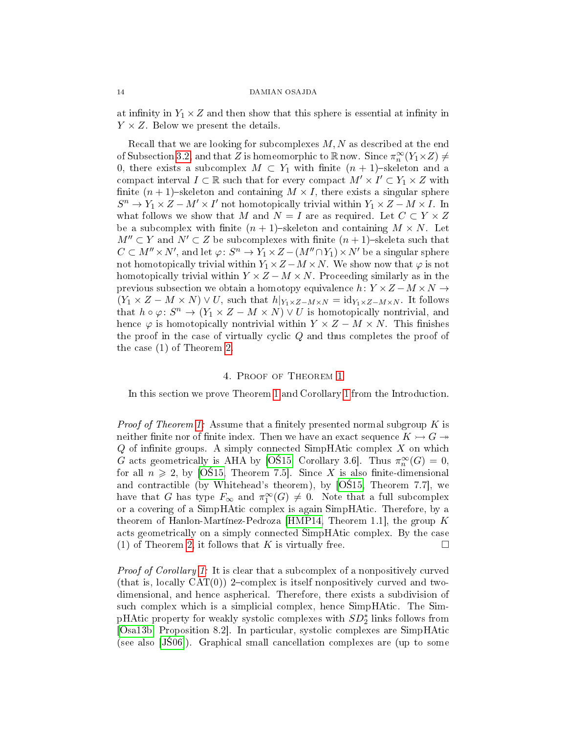at infinity in $Y_1 \times Z$ and then show that this sphere is essential at infinity in $Y \times Z$. Below we present the details.

Recall that we are looking for subcomplexes $M, N$ as described at the end of Subsection 3.2, and that $Z$ is homeomorphic to $\mathbb{R}$ now. Since $\pi_n^\infty(Y_1 \times Z) \neq 0$, there exists a subcomplex $M \subset Y_1$ with finite $(n+1)$–skeleton and a compact interval $I \subset \mathbb{R}$ such that for every compact $M' \times I' \subset Y_1 \times Z$ with finite $(n+1)$–skeleton and containing $M \times I$, there exists a singular sphere $S^n \to Y_1 \times Z - M' \times I'$ not homotopically trivial within $Y_1 \times Z - M \times I$. In what follows we show that $M$ and $N = I$ are as required. Let $C \subset Y \times Z$ be a subcomplex with finite $(n+1)$–skeleton and containing $M \times N$. Let $M'' \subset Y$ and $N' \subset Z$ be subcomplexes with finite $(n+1)$–skeleta such that $C \subset M'' \times N'$, and let $\varphi \colon S^n \to Y_1 \times Z - (M'' \cap Y_1) \times N'$ be a singular sphere not homotopically trivial within $Y_1 \times Z - M \times N$. We show now that $\varphi$ is not homotopically trivial within $Y \times Z - M \times N$. Proceeding similarly as in the previous subsection we obtain a homotopy equivalence $h \colon Y \times Z - M \times N \to (Y_1 \times Z - M \times N) \vee U$, such that $h|_{Y_1 \times Z - M \times N} = \mathrm{id}_{Y_1 \times Z - M \times N}$. It follows that $h \circ \varphi \colon S^n \to (Y_1 \times Z - M \times N) \vee U$ is homotopically nontrivial, and hence $\varphi$ is homotopically nontrivial within $Y \times Z - M \times N$. This finishes the proof in the case of virtually cyclic $Q$ and thus completes the proof of the case (1) of Theorem 2.

## 4. Proof of Theorem 1

In this section we prove Theorem 1 and Corollary 1 from the Introduction.

*Proof of Theorem 1:* Assume that a finitely presented normal subgroup $K$ is neither finite nor of finite index. Then we have an exact sequence $K \rightarrowtail G \twoheadrightarrow Q$ of infinite groups. A simply connected SimpHAtic complex $X$ on which $G$ acts geometrically is AHA by [OŚ15, Corollary 3.6]. Thus $\pi_n^\infty(G) = 0$, for all $n \geqslant 2$, by [OŚ15, Theorem 7.5]. Since $X$ is also finite-dimensional and contractible (by Whitehead's theorem), by [OŚ15, Theorem 7.7], we have that $G$ has type $F_\infty$ and $\pi_1^\infty(G) \neq 0$. Note that a full subcomplex or a covering of a SimpHAtic complex is again SimpHAtic. Therefore, by a theorem of Hanlon-Martínez-Pedroza [HMP14, Theorem 1.1], the group $K$ acts geometrically on a simply connected SimpHAtic complex. By the case (1) of Theorem 2, it follows that $K$ is virtually free. □

*Proof of Corollary 1:* It is clear that a subcomplex of a nonpositively curved (that is, locally CAT(0)) 2–complex is itself nonpositively curved and two-dimensional, and hence aspherical. Therefore, there exists a subdivision of such complex which is a simplicial complex, hence SimpHAtic. The SimpHAtic property for weakly systolic complexes with $SD_2^*$ links follows from [Osa13b, Proposition 8.2]. In particular, systolic complexes are SimpHAtic (see also [JŚ06]). Graphical small cancellation complexes are (up to some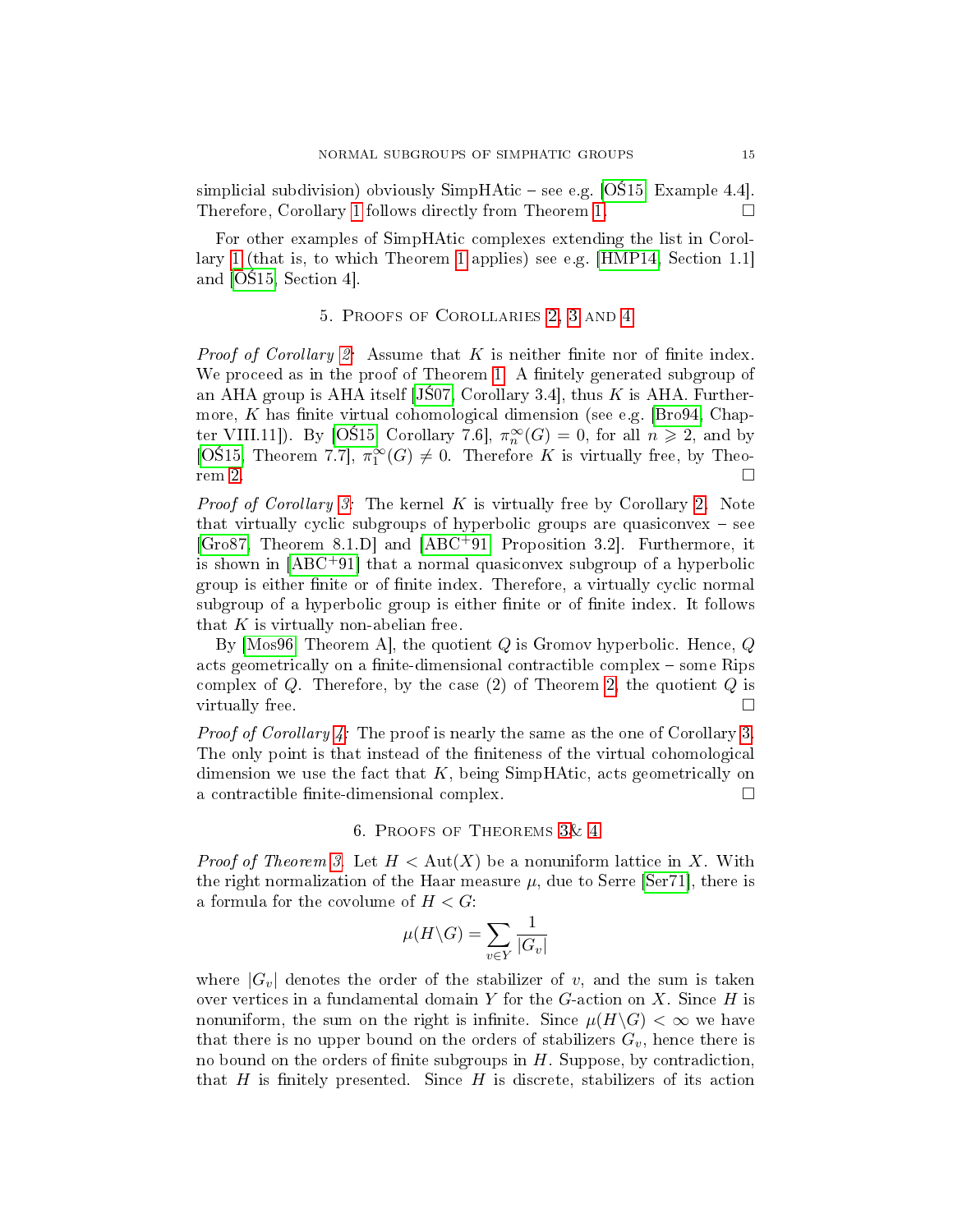simplicial subdivision) obviously SimpHAtic – see e.g. [OŚ15, Example 4.4]. Therefore, Corollary 1 follows directly from Theorem 1. □

For other examples of SimpHAtic complexes extending the list in Corollary 1 (that is, to which Theorem 1 applies) see e.g. [HMP14, Section 1.1] and [OŚ15, Section 4].

## 5. Proofs of Corollaries 2, 3 and 4

*Proof of Corollary 2:* Assume that $K$ is neither finite nor of finite index. We proceed as in the proof of Theorem 1. A finitely generated subgroup of an AHA group is AHA itself [JŚ07, Corollary 3.4], thus $K$ is AHA. Furthermore, $K$ has finite virtual cohomological dimension (see e.g. [Bro94, Chapter VIII.11]). By [OŚ15, Corollary 7.6], $\pi_n^\infty(G) = 0$, for all $n \geqslant 2$, and by [OŚ15, Theorem 7.7], $\pi_1^\infty(G) \neq 0$. Therefore $K$ is virtually free, by Theorem 2. □

*Proof of Corollary 3:* The kernel $K$ is virtually free by Corollary 2. Note that virtually cyclic subgroups of hyperbolic groups are quasiconvex – see [Gro87, Theorem 8.1.D] and [ABC+91, Proposition 3.2]. Furthermore, it is shown in [ABC+91] that a normal quasiconvex subgroup of a hyperbolic group is either finite or of finite index. Therefore, a virtually cyclic normal subgroup of a hyperbolic group is either finite or of finite index. It follows that $K$ is virtually non-abelian free.

By [Mos96, Theorem A], the quotient $Q$ is Gromov hyperbolic. Hence, $Q$ acts geometrically on a finite-dimensional contractible complex – some Rips complex of $Q$. Therefore, by the case (2) of Theorem 2, the quotient $Q$ is virtually free. □

*Proof of Corollary 4:* The proof is nearly the same as the one of Corollary 3. The only point is that instead of the finiteness of the virtual cohomological dimension we use the fact that $K$, being SimpHAtic, acts geometrically on a contractible finite-dimensional complex. □

## 6. Proofs of Theorems 3& 4

*Proof of Theorem 3.* Let $H < \mathrm{Aut}(X)$ be a nonuniform lattice in $X$. With the right normalization of the Haar measure $\mu$, due to Serre [Ser71], there is a formula for the covolume of $H < G$:

$$\mu(H \backslash G) = \sum_{v \in Y} \frac{1}{|G_v|}$$

where $|G_v|$ denotes the order of the stabilizer of $v$, and the sum is taken over vertices in a fundamental domain $Y$ for the $G$-action on $X$. Since $H$ is nonuniform, the sum on the right is infinite. Since $\mu(H\backslash G) < \infty$ we have that there is no upper bound on the orders of stabilizers $G_v$, hence there is no bound on the orders of finite subgroups in $H$. Suppose, by contradiction, that $H$ is finitely presented. Since $H$ is discrete, stabilizers of its action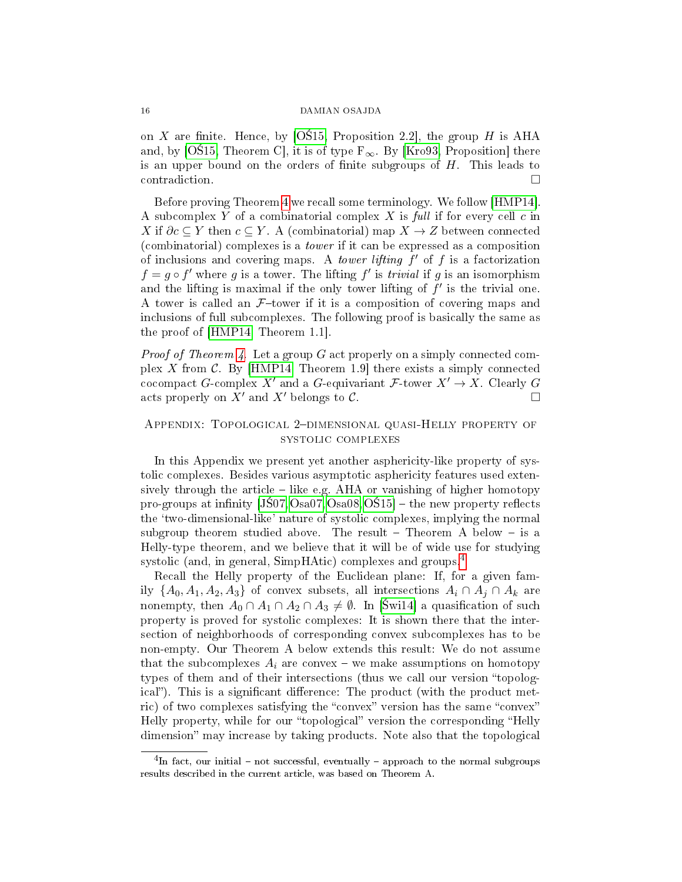on $X$ are finite. Hence, by [OŚ15, Proposition 2.2], the group $H$ is AHA and, by [OŚ15, Theorem C], it is of type $F_\infty$. By [Kro93, Proposition] there is an upper bound on the orders of finite subgroups of $H$. This leads to contradiction. □

Before proving Theorem 4 we recall some terminology. We follow [HMP14]. A subcomplex $Y$ of a combinatorial complex $X$ is *full* if for every cell $c$ in $X$ if $\partial c \subseteq Y$ then $c \subseteq Y$. A (combinatorial) map $X \to Z$ between connected (combinatorial) complexes is a *tower* if it can be expressed as a composition of inclusions and covering maps. A *tower lifting* $f'$ of $f$ is a factorization $f = g \circ f'$ where $g$ is a tower. The lifting $f'$ is *trivial* if $g$ is an isomorphism and the lifting is maximal if the only tower lifting of $f'$ is the trivial one. A tower is called an $\mathcal{F}$–tower if it is a composition of covering maps and inclusions of full subcomplexes. The following proof is basically the same as the proof of [HMP14, Theorem 1.1].

*Proof of Theorem 4.* Let a group $G$ act properly on a simply connected complex $X$ from $\mathcal{C}$. By [HMP14, Theorem 1.9] there exists a simply connected cocompact $G$-complex $X'$ and a $G$-equivariant $\mathcal{F}$-tower $X' \to X$. Clearly $G$ acts properly on $X'$ and $X'$ belongs to $\mathcal{C}$. □

## Appendix: Topological 2–dimensional quasi-Helly property of systolic complexes

In this Appendix we present yet another asphericity-like property of systolic complexes. Besides various asymptotic asphericity features used extensively through the article – like e.g. AHA or vanishing of higher homotopy pro-groups at infinity [JŚ07, Osa07, Osa08, OŚ15] – the new property reflects the 'two-dimensional-like' nature of systolic complexes, implying the normal subgroup theorem studied above. The result – Theorem A below – is a Helly-type theorem, and we believe that it will be of wide use for studying systolic (and, in general, SimpHAtic) complexes and groups.[4]

Recall the Helly property of the Euclidean plane: If, for a given family $\{A_0, A_1, A_2, A_3\}$ of convex subsets, all intersections $A_i \cap A_j \cap A_k$ are nonempty, then $A_0 \cap A_1 \cap A_2 \cap A_3 \neq \emptyset$. In [Świ14] a quasification of such property is proved for systolic complexes: It is shown there that the intersection of neighborhoods of corresponding convex subcomplexes has to be non-empty. Our Theorem A below extends this result: We do not assume that the subcomplexes $A_i$ are convex – we make assumptions on homotopy types of them and of their intersections (thus we call our version "topological"). This is a significant difference: The product (with the product metric) of two complexes satisfying the "convex" version has the same "convex" Helly property, while for our "topological" version the corresponding "Helly dimension" may increase by taking products. Note also that the topological

[4] In fact, our initial – not successful, eventually – approach to the normal subgroups results described in the current article, was based on Theorem A.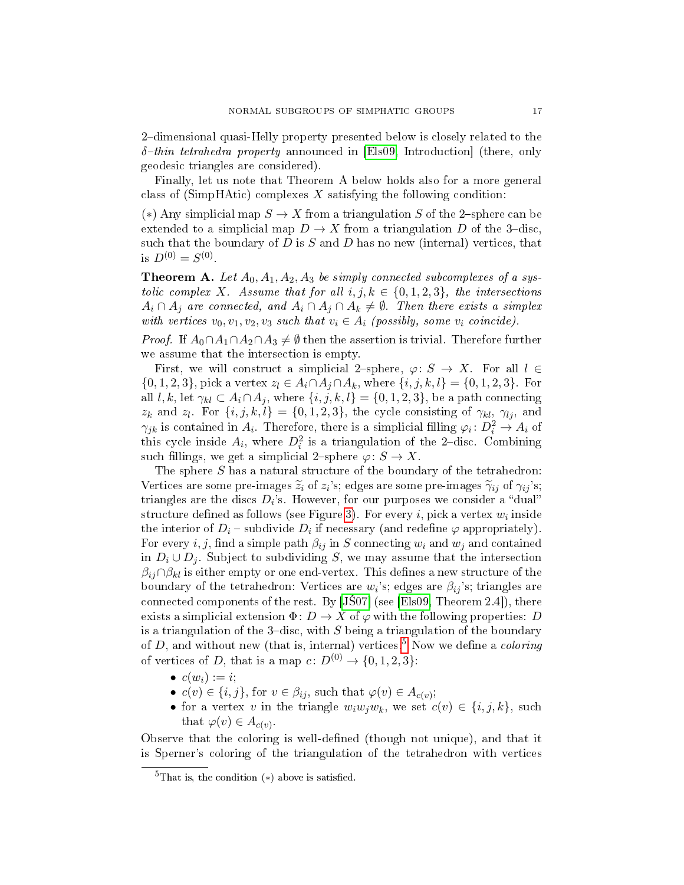2–dimensional quasi-Helly property presented below is closely related to the *$\delta$–thin tetrahedra property* announced in [Els09, Introduction] (there, only geodesic triangles are considered).

Finally, let us note that Theorem A below holds also for a more general class of (SimpHAtic) complexes $X$ satisfying the following condition:

($*$) Any simplicial map $S \to X$ from a triangulation $S$ of the 2–sphere can be extended to a simplicial map $D \to X$ from a triangulation $D$ of the 3–disc, such that the boundary of $D$ is $S$ and $D$ has no new (internal) vertices, that is $D^{(0)} = S^{(0)}$.

**Theorem A.** *Let $A_0, A_1, A_2, A_3$ be simply connected subcomplexes of a systolic complex $X$. Assume that for all $i, j, k \in \{0, 1, 2, 3\}$, the intersections $A_i \cap A_j$ are connected, and $A_i \cap A_j \cap A_k \neq \emptyset$. Then there exists a simplex with vertices $v_0, v_1, v_2, v_3$ such that $v_i \in A_i$ (possibly, some $v_i$ coincide).*

*Proof.* If $A_0 \cap A_1 \cap A_2 \cap A_3 \neq \emptyset$ then the assertion is trivial. Therefore further we assume that the intersection is empty.

First, we will construct a simplicial 2–sphere, $\varphi \colon S \to X$. For all $l \in \{0, 1, 2, 3\}$, pick a vertex $z_l \in A_i \cap A_j \cap A_k$, where $\{i, j, k, l\} = \{0, 1, 2, 3\}$. For all $l, k$, let $\gamma_{kl} \subset A_i \cap A_j$, where $\{i, j, k, l\} = \{0, 1, 2, 3\}$, be a path connecting $z_k$ and $z_l$. For $\{i, j, k, l\} = \{0, 1, 2, 3\}$, the cycle consisting of $\gamma_{kl}$, $\gamma_{lj}$, and $\gamma_{jk}$ is contained in $A_i$. Therefore, there is a simplicial filling $\varphi_i \colon D_i^2 \to A_i$ of this cycle inside $A_i$, where $D_i^2$ is a triangulation of the 2–disc. Combining such fillings, we get a simplicial 2–sphere $\varphi \colon S \to X$.

The sphere $S$ has a natural structure of the boundary of the tetrahedron: Vertices are some pre-images $\widetilde{z}_i$ of $z_i$'s; edges are some pre-images $\widetilde{\gamma}_{ij}$ of $\gamma_{ij}$'s; triangles are the discs $D_i$'s. However, for our purposes we consider a "dual" structure defined as follows (see Figure 3). For every $i$, pick a vertex $w_i$ inside the interior of $D_i$ – subdivide $D_i$ if necessary (and redefine $\varphi$ appropriately). For every $i, j$, find a simple path $\beta_{ij}$ in $S$ connecting $w_i$ and $w_j$ and contained in $D_i \cup D_j$. Subject to subdividing $S$, we may assume that the intersection $\beta_{ij} \cap \beta_{kl}$ is either empty or one end-vertex. This defines a new structure of the boundary of the tetrahedron: Vertices are $w_i$'s; edges are $\beta_{ij}$'s; triangles are connected components of the rest. By [JŠ07] (see [Els09, Theorem 2.4]), there exists a simplicial extension $\Phi \colon D \to X$ of $\varphi$ with the following properties: $D$ is a triangulation of the 3–disc, with $S$ being a triangulation of the boundary of $D$, and without new (that is, internal) vertices.[5] Now we define a *coloring* of vertices of $D$, that is a map $c \colon D^{(0)} \to \{0, 1, 2, 3\}$:

- $c(w_i) := i$;
- $c(v) \in \{i, j\}$, for $v \in \beta_{ij}$, such that $\varphi(v) \in A_{c(v)}$;
- for a vertex $v$ in the triangle $w_i w_j w_k$, we set $c(v) \in \{i, j, k\}$, such that $\varphi(v) \in A_{c(v)}$.

Observe that the coloring is well-defined (though not unique), and that it is Sperner's coloring of the triangulation of the tetrahedron with vertices

[5] That is, the condition ($*$) above is satisfied.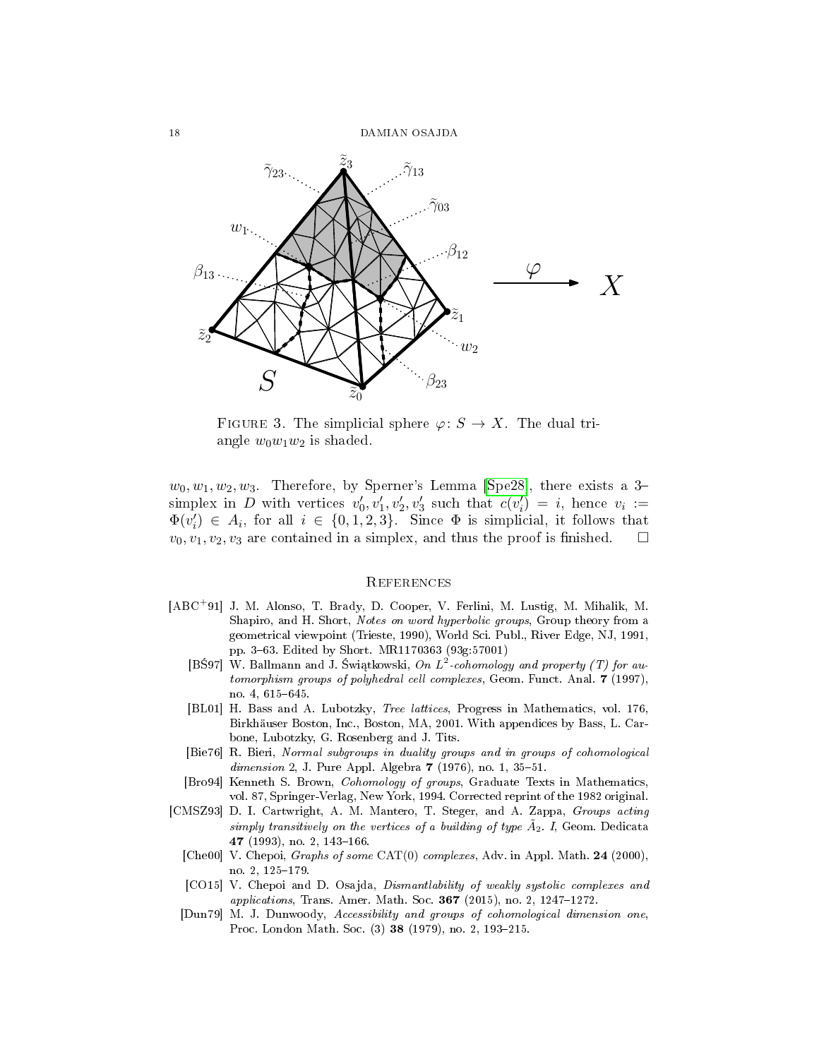FIGURE 3. The simplicial sphere $\varphi\colon S \to X$. The dual triangle $w_0w_1w_2$ is shaded.

$w_0, w_1, w_2, w_3$. Therefore, by Sperner's Lemma [Spe28], there exists a 3–simplex in $D$ with vertices $v_0', v_1', v_2', v_3'$ such that $c(v_i') = i$, hence $v_i := \Phi(v_i') \in A_i$, for all $i \in \{0, 1, 2, 3\}$. Since $\Phi$ is simplicial, it follows that $v_0, v_1, v_2, v_3$ are contained in a simplex, and thus the proof is finished. □

## References

[ABC+91] J. M. Alonso, T. Brady, D. Cooper, V. Ferlini, M. Lustig, M. Mihalik, M. Shapiro, and H. Short, *Notes on word hyperbolic groups*, Group theory from a geometrical viewpoint (Trieste, 1990), World Sci. Publ., River Edge, NJ, 1991, pp. 3–63. Edited by Short. MR1170363 (93g:57001)

[BŚ97] W. Ballmann and J. Świątkowski, *On $L^2$-cohomology and property (T) for automorphism groups of polyhedral cell complexes*, Geom. Funct. Anal. **7** (1997), no. 4, 615–645.

[BL01] H. Bass and A. Lubotzky, *Tree lattices*, Progress in Mathematics, vol. 176, Birkhäuser Boston, Inc., Boston, MA, 2001. With appendices by Bass, L. Carbone, Lubotzky, G. Rosenberg and J. Tits.

[Bie76] R. Bieri, *Normal subgroups in duality groups and in groups of cohomological dimension 2*, J. Pure Appl. Algebra **7** (1976), no. 1, 35–51.

[Bro94] Kenneth S. Brown, *Cohomology of groups*, Graduate Texts in Mathematics, vol. 87, Springer-Verlag, New York, 1994. Corrected reprint of the 1982 original.

[CMSZ93] D. I. Cartwright, A. M. Mantero, T. Steger, and A. Zappa, *Groups acting simply transitively on the vertices of a building of type $\tilde{A}_2$. I*, Geom. Dedicata **47** (1993), no. 2, 143–166.

[Che00] V. Chepoi, *Graphs of some* CAT(0) *complexes*, Adv. in Appl. Math. **24** (2000), no. 2, 125–179.

[CO15] V. Chepoi and D. Osajda, *Dismantlability of weakly systolic complexes and applications*, Trans. Amer. Math. Soc. **367** (2015), no. 2, 1247–1272.

[Dun79] M. J. Dunwoody, *Accessibility and groups of cohomological dimension one*, Proc. London Math. Soc. (3) **38** (1979), no. 2, 193–215.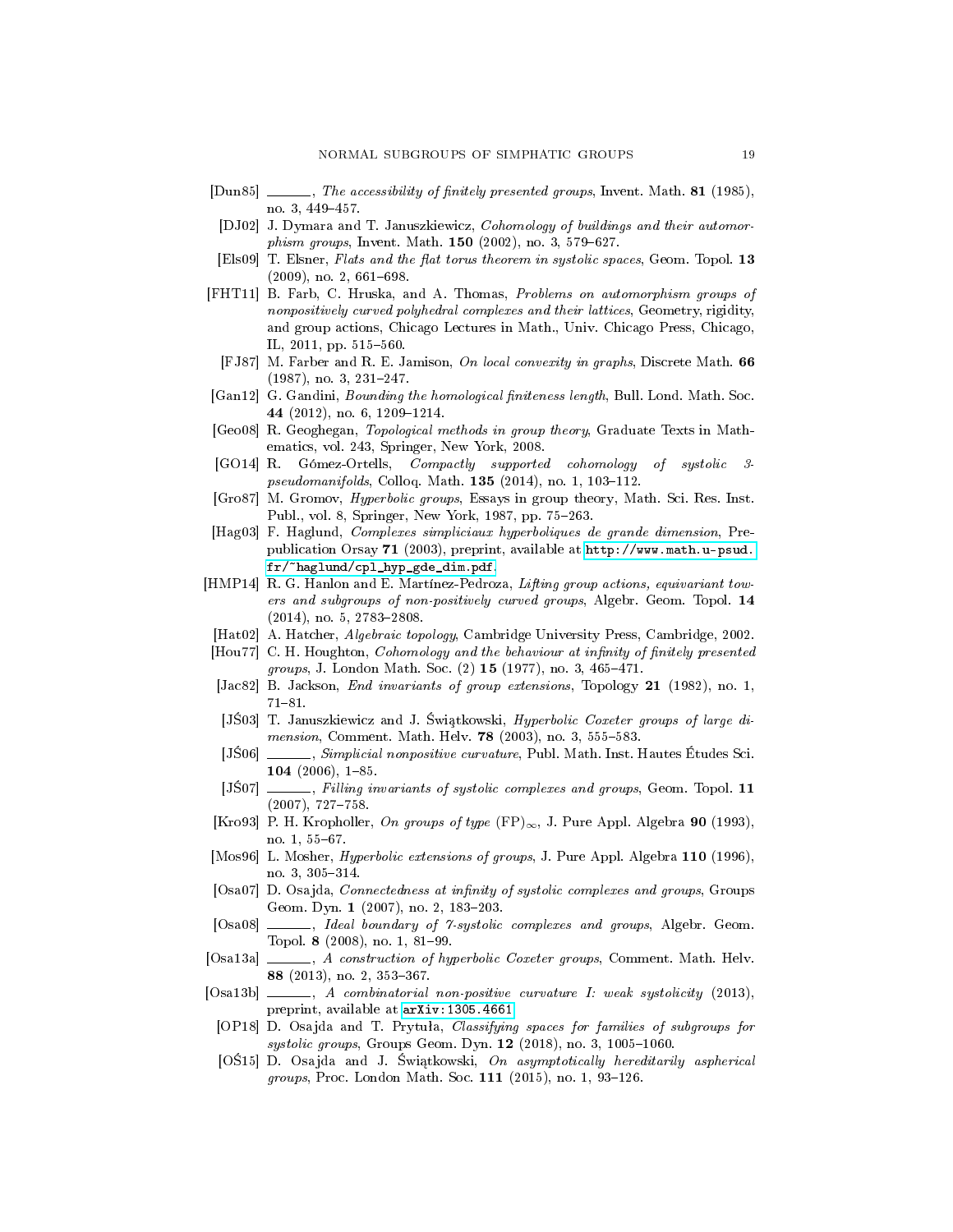[Dun85] ______, *The accessibility of finitely presented groups*, Invent. Math. **81** (1985), no. 3, 449–457.

[DJ02] J. Dymara and T. Januszkiewicz, *Cohomology of buildings and their automorphism groups*, Invent. Math. **150** (2002), no. 3, 579–627.

[Els09] T. Elsner, *Flats and the flat torus theorem in systolic spaces*, Geom. Topol. **13** (2009), no. 2, 661–698.

[FHT11] B. Farb, C. Hruska, and A. Thomas, *Problems on automorphism groups of nonpositively curved polyhedral complexes and their lattices*, Geometry, rigidity, and group actions, Chicago Lectures in Math., Univ. Chicago Press, Chicago, IL, 2011, pp. 515–560.

[FJ87] M. Farber and R. E. Jamison, *On local convexity in graphs*, Discrete Math. **66** (1987), no. 3, 231–247.

[Gan12] G. Gandini, *Bounding the homological finiteness length*, Bull. Lond. Math. Soc. **44** (2012), no. 6, 1209–1214.

[Geo08] R. Geoghegan, *Topological methods in group theory*, Graduate Texts in Mathematics, vol. 243, Springer, New York, 2008.

[GO14] R. Gómez-Ortells, *Compactly supported cohomology of systolic 3-pseudomanifolds*, Colloq. Math. **135** (2014), no. 1, 103–112.

[Gro87] M. Gromov, *Hyperbolic groups*, Essays in group theory, Math. Sci. Res. Inst. Publ., vol. 8, Springer, New York, 1987, pp. 75–263.

[Hag03] F. Haglund, *Complexes simpliciaux hyperboliques de grande dimension*, Prepublication Orsay **71** (2003), preprint, available at http://www.math.u-psud.fr/~haglund/cpl_hyp_gde_dim.pdf.

[HMP14] R. G. Hanlon and E. Martínez-Pedroza, *Lifting group actions, equivariant towers and subgroups of non-positively curved groups*, Algebr. Geom. Topol. **14** (2014), no. 5, 2783–2808.

[Hat02] A. Hatcher, *Algebraic topology*, Cambridge University Press, Cambridge, 2002.

[Hou77] C. H. Houghton, *Cohomology and the behaviour at infinity of finitely presented groups*, J. London Math. Soc. (2) **15** (1977), no. 3, 465–471.

[Jac82] B. Jackson, *End invariants of group extensions*, Topology **21** (1982), no. 1, 71–81.

[JŚ03] T. Januszkiewicz and J. Świątkowski, *Hyperbolic Coxeter groups of large dimension*, Comment. Math. Helv. **78** (2003), no. 3, 555–583.

[JŚ06] ______, *Simplicial nonpositive curvature*, Publ. Math. Inst. Hautes Études Sci. **104** (2006), 1–85.

[JŚ07] ______, *Filling invariants of systolic complexes and groups*, Geom. Topol. **11** (2007), 727–758.

[Kro93] P. H. Kropholler, *On groups of type* $(\mathrm{FP})_\infty$, J. Pure Appl. Algebra **90** (1993), no. 1, 55–67.

[Mos96] L. Mosher, *Hyperbolic extensions of groups*, J. Pure Appl. Algebra **110** (1996), no. 3, 305–314.

[Osa07] D. Osajda, *Connectedness at infinity of systolic complexes and groups*, Groups Geom. Dyn. **1** (2007), no. 2, 183–203.

[Osa08] ______, *Ideal boundary of 7-systolic complexes and groups*, Algebr. Geom. Topol. **8** (2008), no. 1, 81–99.

[Osa13a] ______, *A construction of hyperbolic Coxeter groups*, Comment. Math. Helv. **88** (2013), no. 2, 353–367.

[Osa13b] ______, *A combinatorial non-positive curvature I: weak systolicity* (2013), preprint, available at arXiv:1305.4661.

[OP18] D. Osajda and T. Prytuła, *Classifying spaces for families of subgroups for systolic groups*, Groups Geom. Dyn. **12** (2018), no. 3, 1005–1060.

[OŚ15] D. Osajda and J. Świątkowski, *On asymptotically hereditarily aspherical groups*, Proc. London Math. Soc. **111** (2015), no. 1, 93–126.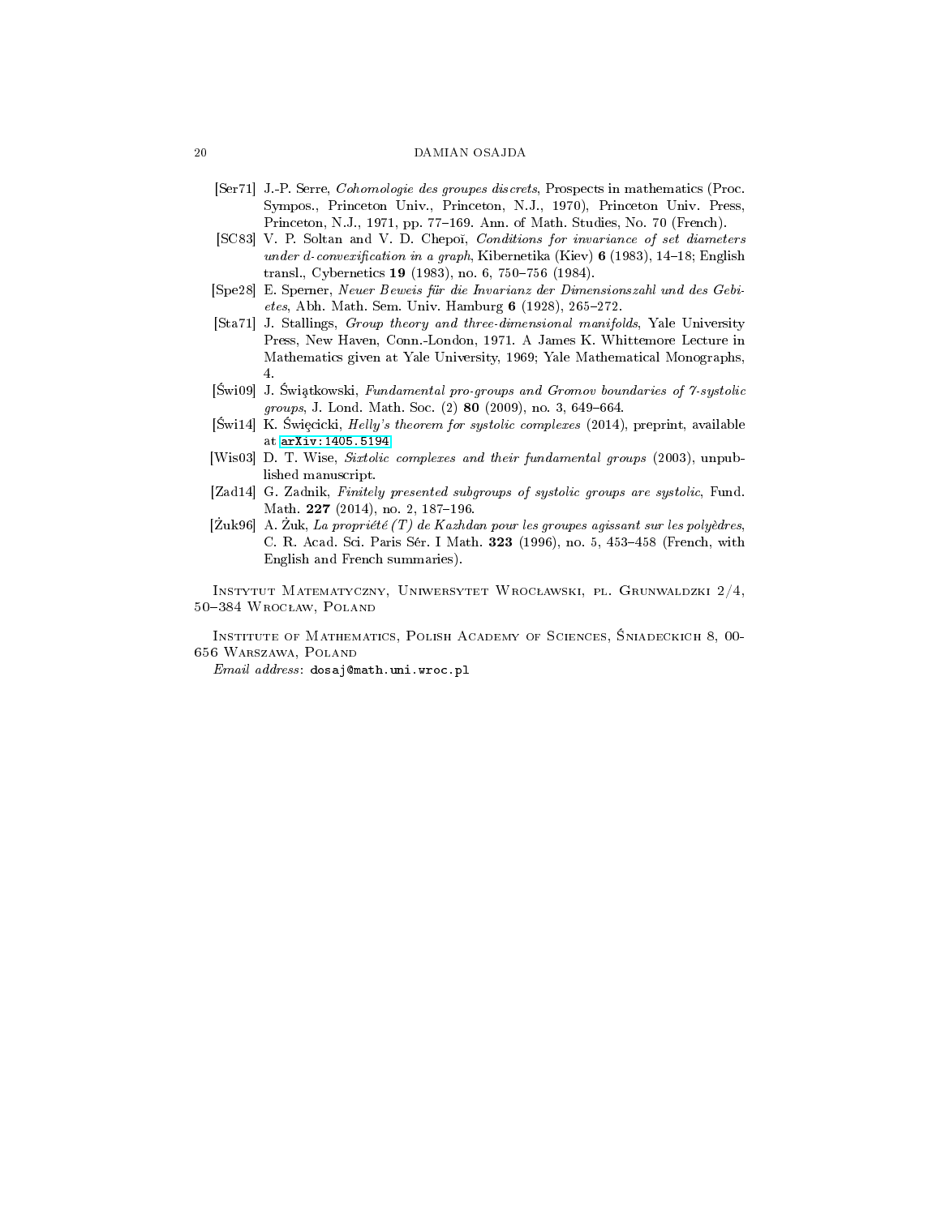[Ser71] J.-P. Serre, *Cohomologie des groupes discrets*, Prospects in mathematics (Proc. Sympos., Princeton Univ., Princeton, N.J., 1970), Princeton Univ. Press, Princeton, N.J., 1971, pp. 77–169. Ann. of Math. Studies, No. 70 (French).

[SC83] V. P. Soltan and V. D. Chepoĭ, *Conditions for invariance of set diameters under d-convexification in a graph*, Kibernetika (Kiev) **6** (1983), 14–18; English transl., Cybernetics **19** (1983), no. 6, 750–756 (1984).

[Spe28] E. Sperner, *Neuer Beweis für die Invarianz der Dimensionszahl und des Gebietes*, Abh. Math. Sem. Univ. Hamburg **6** (1928), 265–272.

[Sta71] J. Stallings, *Group theory and three-dimensional manifolds*, Yale University Press, New Haven, Conn.-London, 1971. A James K. Whittemore Lecture in Mathematics given at Yale University, 1969; Yale Mathematical Monographs, 4.

[Świ09] J. Świątkowski, *Fundamental pro-groups and Gromov boundaries of 7-systolic groups*, J. Lond. Math. Soc. (2) **80** (2009), no. 3, 649–664.

[Świ14] K. Święcicki, *Helly's theorem for systolic complexes* (2014), preprint, available at arXiv:1405.5194.

[Wis03] D. T. Wise, *Sixtolic complexes and their fundamental groups* (2003), unpublished manuscript.

[Zad14] G. Zadnik, *Finitely presented subgroups of systolic groups are systolic*, Fund. Math. **227** (2014), no. 2, 187–196.

[Żuk96] A. Żuk, *La propriété (T) de Kazhdan pour les groupes agissant sur les polyèdres*, C. R. Acad. Sci. Paris Sér. I Math. **323** (1996), no. 5, 453–458 (French, with English and French summaries).

Instytut Matematyczny, Uniwersytet Wrocławski, pl. Grunwaldzki 2/4, 50–384 Wrocław, Poland

Institute of Mathematics, Polish Academy of Sciences, Śniadeckich 8, 00-656 Warszawa, Poland

*Email address*: dosaj@math.uni.wroc.pl